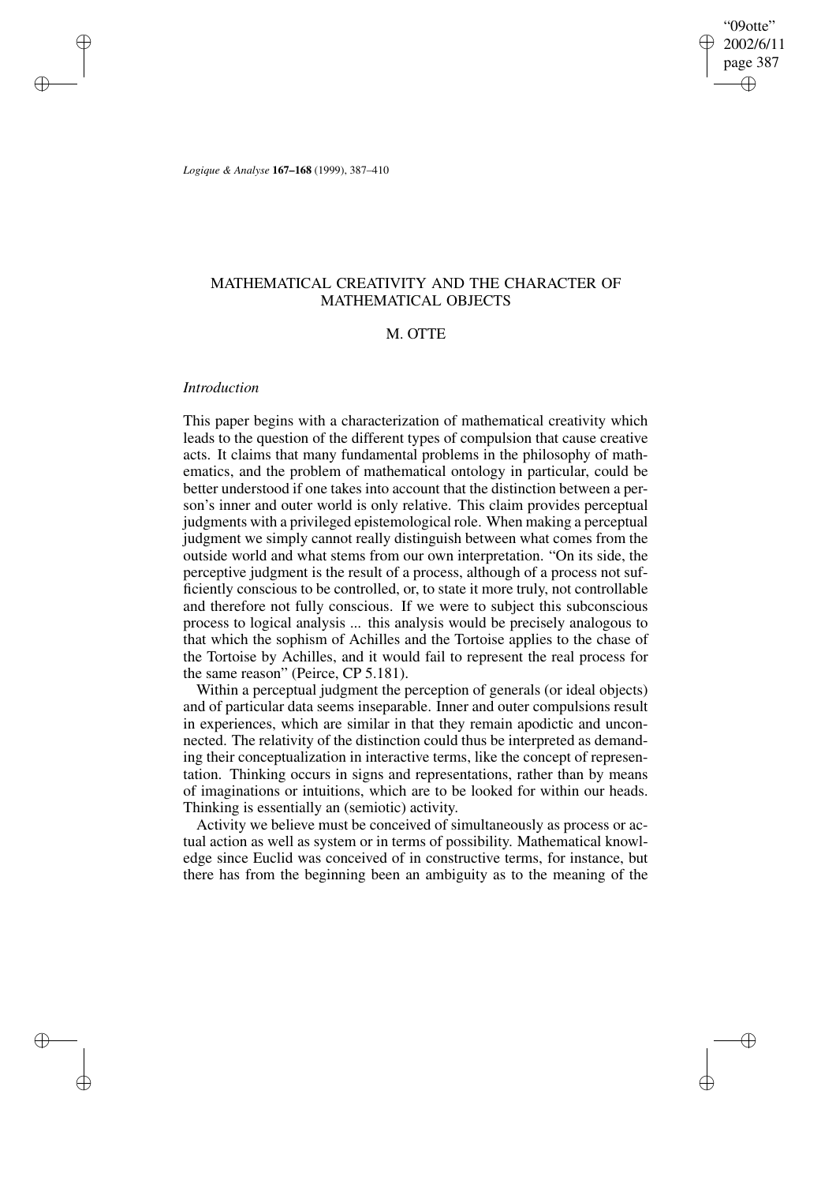*Logique & Analyse* **167–168** (1999), 387–410

# MATHEMATICAL CREATIVITY AND THE CHARACTER OF MATHEMATICAL OBJECTS

## M. OTTE

### *Introduction*

This paper begins with a characterization of mathematical creativity which leads to the question of the different types of compulsion that cause creative acts. It claims that many fundamental problems in the philosophy of mathematics, and the problem of mathematical ontology in particular, could be better understood if one takes into account that the distinction between a person's inner and outer world is only relative. This claim provides perceptual judgments with a privileged epistemological role. When making a perceptual judgment we simply cannot really distinguish between what comes from the outside world and what stems from our own interpretation. "On its side, the perceptive judgment is the result of a process, although of a process not sufficiently conscious to be controlled, or, to state it more truly, not controllable and therefore not fully conscious. If we were to subject this subconscious process to logical analysis ... this analysis would be precisely analogous to that which the sophism of Achilles and the Tortoise applies to the chase of the Tortoise by Achilles, and it would fail to represent the real process for the same reason" (Peirce, CP 5.181).

Within a perceptual judgment the perception of generals (or ideal objects) and of particular data seems inseparable. Inner and outer compulsions result in experiences, which are similar in that they remain apodictic and unconnected. The relativity of the distinction could thus be interpreted as demanding their conceptualization in interactive terms, like the concept of representation. Thinking occurs in signs and representations, rather than by means of imaginations or intuitions, which are to be looked for within our heads. Thinking is essentially an (semiotic) activity.

Activity we believe must be conceived of simultaneously as process or actual action as well as system or in terms of possibility. Mathematical knowledge since Euclid was conceived of in constructive terms, for instance, but there has from the beginning been an ambiguity as to the meaning of the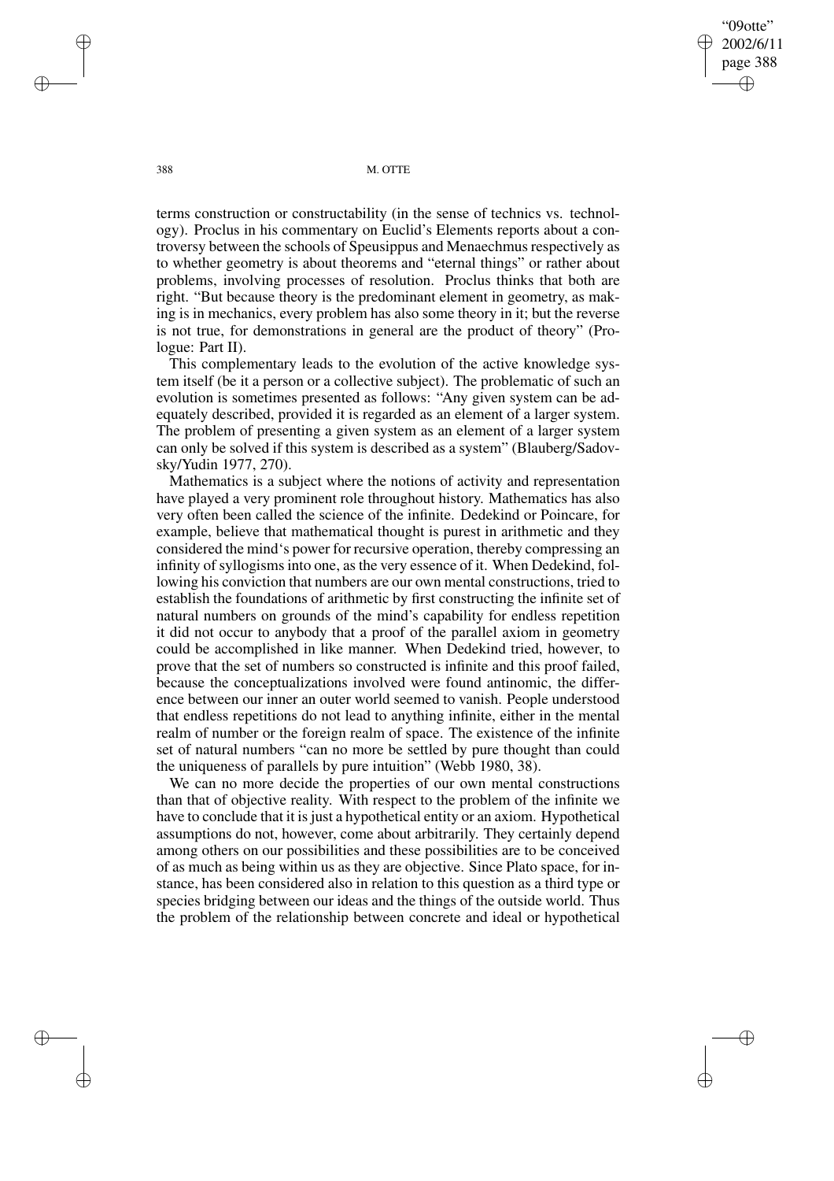terms construction or constructability (in the sense of technics vs. technology). Proclus in his commentary on Euclid's Elements reports about a controversy between the schools of Speusippus and Menaechmus respectively as to whether geometry is about theorems and "eternal things" or rather about problems, involving processes of resolution. Proclus thinks that both are right. "But because theory is the predominant element in geometry, as making is in mechanics, every problem has also some theory in it; but the reverse is not true, for demonstrations in general are the product of theory" (Prologue: Part II).

This complementary leads to the evolution of the active knowledge system itself (be it a person or a collective subject). The problematic of such an evolution is sometimes presented as follows: "Any given system can be adequately described, provided it is regarded as an element of a larger system. The problem of presenting a given system as an element of a larger system can only be solved if this system is described as a system" (Blauberg/Sadovsky/Yudin 1977, 270).

Mathematics is a subject where the notions of activity and representation have played a very prominent role throughout history. Mathematics has also very often been called the science of the infinite. Dedekind or Poincare, for example, believe that mathematical thought is purest in arithmetic and they considered the mind's power for recursive operation, thereby compressing an infinity of syllogisms into one, as the very essence of it. When Dedekind, following his conviction that numbers are our own mental constructions, tried to establish the foundations of arithmetic by first constructing the infinite set of natural numbers on grounds of the mind's capability for endless repetition it did not occur to anybody that a proof of the parallel axiom in geometry could be accomplished in like manner. When Dedekind tried, however, to prove that the set of numbers so constructed is infinite and this proof failed, because the conceptualizations involved were found antinomic, the difference between our inner an outer world seemed to vanish. People understood that endless repetitions do not lead to anything infinite, either in the mental realm of number or the foreign realm of space. The existence of the infinite set of natural numbers "can no more be settled by pure thought than could the uniqueness of parallels by pure intuition" (Webb 1980, 38).

We can no more decide the properties of our own mental constructions than that of objective reality. With respect to the problem of the infinite we have to conclude that it is just a hypothetical entity or an axiom. Hypothetical assumptions do not, however, come about arbitrarily. They certainly depend among others on our possibilities and these possibilities are to be conceived of as much as being within us as they are objective. Since Plato space, for instance, has been considered also in relation to this question as a third type or species bridging between our ideas and the things of the outside world. Thus the problem of the relationship between concrete and ideal or hypothetical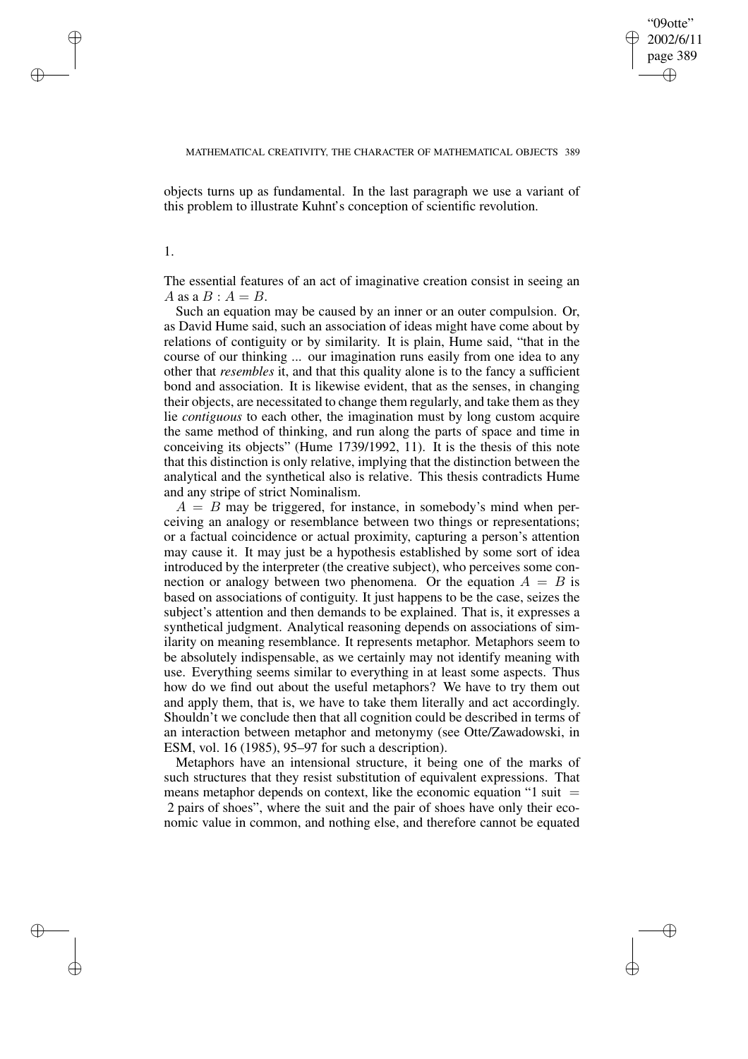objects turns up as fundamental. In the last paragraph we use a variant of this problem to illustrate Kuhnt's conception of scientific revolution.

## 1.

The essential features of an act of imaginative creation consist in seeing an $A$ as a $B : A = B$.

Such an equation may be caused by an inner or an outer compulsion. Or, as David Hume said, such an association of ideas might have come about by relations of contiguity or by similarity. It is plain, Hume said, "that in the course of our thinking ... our imagination runs easily from one idea to any other that *resembles* it, and that this quality alone is to the fancy a sufficient bond and association. It is likewise evident, that as the senses, in changing their objects, are necessitated to change them regularly, and take them as they lie *contiguous* to each other, the imagination must by long custom acquire the same method of thinking, and run along the parts of space and time in conceiving its objects" (Hume 1739/1992, 11). It is the thesis of this note that this distinction is only relative, implying that the distinction between the analytical and the synthetical also is relative. This thesis contradicts Hume and any stripe of strict Nominalism.

$A = B$ may be triggered, for instance, in somebody's mind when perceiving an analogy or resemblance between two things or representations; or a factual coincidence or actual proximity, capturing a person's attention may cause it. It may just be a hypothesis established by some sort of idea introduced by the interpreter (the creative subject), who perceives some connection or analogy between two phenomena. Or the equation $A = B$ is based on associations of contiguity. It just happens to be the case, seizes the subject's attention and then demands to be explained. That is, it expresses a synthetical judgment. Analytical reasoning depends on associations of similarity on meaning resemblance. It represents metaphor. Metaphors seem to be absolutely indispensable, as we certainly may not identify meaning with use. Everything seems similar to everything in at least some aspects. Thus how do we find out about the useful metaphors? We have to try them out and apply them, that is, we have to take them literally and act accordingly. Shouldn't we conclude then that all cognition could be described in terms of an interaction between metaphor and metonymy (see Otte/Zawadowski, in ESM, vol. 16 (1985), 95–97 for such a description).

Metaphors have an intensional structure, it being one of the marks of such structures that they resist substitution of equivalent expressions. That means metaphor depends on context, like the economic equation "1 suit = 2 pairs of shoes", where the suit and the pair of shoes have only their economic value in common, and nothing else, and therefore cannot be equated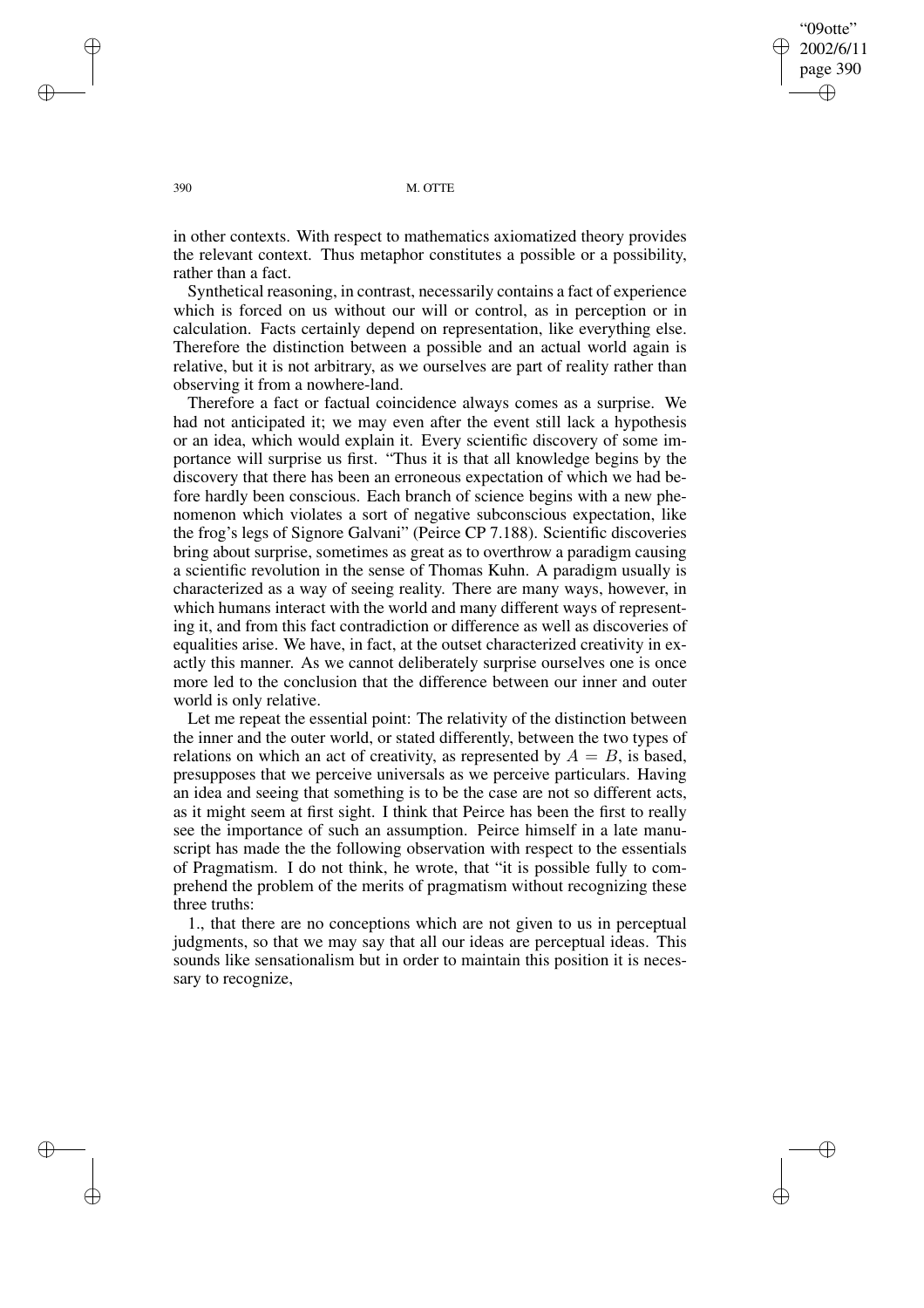in other contexts. With respect to mathematics axiomatized theory provides the relevant context. Thus metaphor constitutes a possible or a possibility, rather than a fact.

Synthetical reasoning, in contrast, necessarily contains a fact of experience which is forced on us without our will or control, as in perception or in calculation. Facts certainly depend on representation, like everything else. Therefore the distinction between a possible and an actual world again is relative, but it is not arbitrary, as we ourselves are part of reality rather than observing it from a nowhere-land.

Therefore a fact or factual coincidence always comes as a surprise. We had not anticipated it; we may even after the event still lack a hypothesis or an idea, which would explain it. Every scientific discovery of some importance will surprise us first. "Thus it is that all knowledge begins by the discovery that there has been an erroneous expectation of which we had before hardly been conscious. Each branch of science begins with a new phenomenon which violates a sort of negative subconscious expectation, like the frog's legs of Signore Galvani" (Peirce CP 7.188). Scientific discoveries bring about surprise, sometimes as great as to overthrow a paradigm causing a scientific revolution in the sense of Thomas Kuhn. A paradigm usually is characterized as a way of seeing reality. There are many ways, however, in which humans interact with the world and many different ways of representing it, and from this fact contradiction or difference as well as discoveries of equalities arise. We have, in fact, at the outset characterized creativity in exactly this manner. As we cannot deliberately surprise ourselves one is once more led to the conclusion that the difference between our inner and outer world is only relative.

Let me repeat the essential point: The relativity of the distinction between the inner and the outer world, or stated differently, between the two types of relations on which an act of creativity, as represented by $A = B$, is based, presupposes that we perceive universals as we perceive particulars. Having an idea and seeing that something is to be the case are not so different acts, as it might seem at first sight. I think that Peirce has been the first to really see the importance of such an assumption. Peirce himself in a late manuscript has made the the following observation with respect to the essentials of Pragmatism. I do not think, he wrote, that "it is possible fully to comprehend the problem of the merits of pragmatism without recognizing these three truths:

1., that there are no conceptions which are not given to us in perceptual judgments, so that we may say that all our ideas are perceptual ideas. This sounds like sensationalism but in order to maintain this position it is necessary to recognize,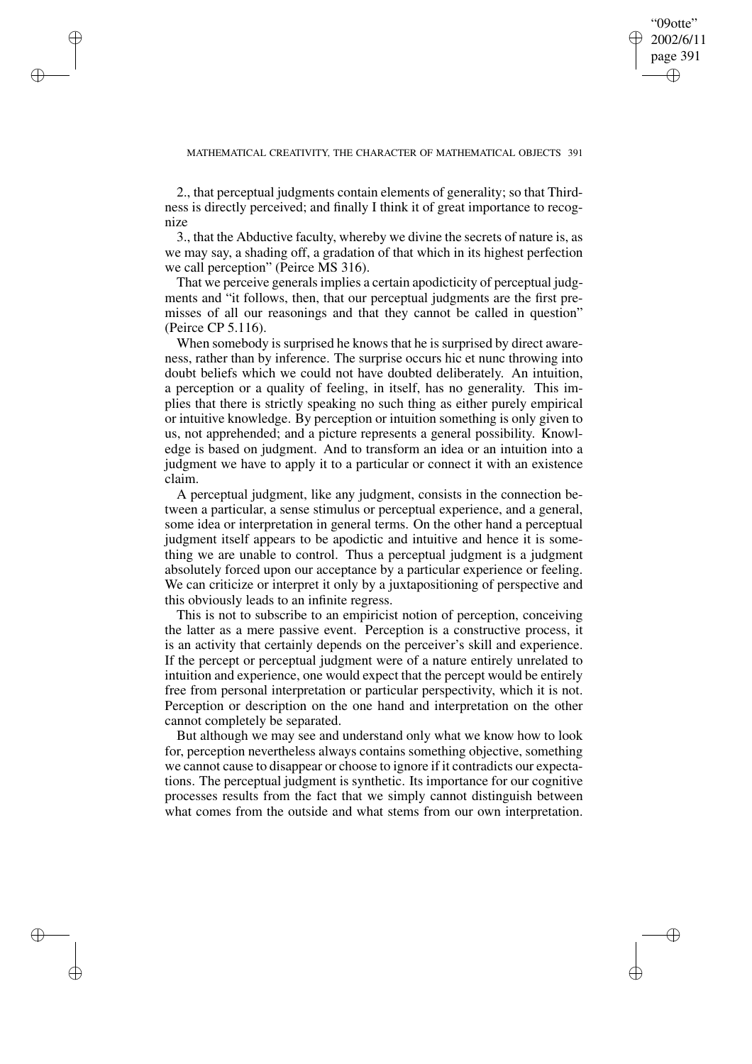2., that perceptual judgments contain elements of generality; so that Thirdness is directly perceived; and finally I think it of great importance to recognize

3., that the Abductive faculty, whereby we divine the secrets of nature is, as we may say, a shading off, a gradation of that which in its highest perfection we call perception" (Peirce MS 316).

That we perceive generals implies a certain apodicticity of perceptual judgments and "it follows, then, that our perceptual judgments are the first premisses of all our reasonings and that they cannot be called in question" (Peirce CP 5.116).

When somebody is surprised he knows that he is surprised by direct awareness, rather than by inference. The surprise occurs hic et nunc throwing into doubt beliefs which we could not have doubted deliberately. An intuition, a perception or a quality of feeling, in itself, has no generality. This implies that there is strictly speaking no such thing as either purely empirical or intuitive knowledge. By perception or intuition something is only given to us, not apprehended; and a picture represents a general possibility. Knowledge is based on judgment. And to transform an idea or an intuition into a judgment we have to apply it to a particular or connect it with an existence claim.

A perceptual judgment, like any judgment, consists in the connection between a particular, a sense stimulus or perceptual experience, and a general, some idea or interpretation in general terms. On the other hand a perceptual judgment itself appears to be apodictic and intuitive and hence it is something we are unable to control. Thus a perceptual judgment is a judgment absolutely forced upon our acceptance by a particular experience or feeling. We can criticize or interpret it only by a juxtapositioning of perspective and this obviously leads to an infinite regress.

This is not to subscribe to an empiricist notion of perception, conceiving the latter as a mere passive event. Perception is a constructive process, it is an activity that certainly depends on the perceiver's skill and experience. If the percept or perceptual judgment were of a nature entirely unrelated to intuition and experience, one would expect that the percept would be entirely free from personal interpretation or particular perspectivity, which it is not. Perception or description on the one hand and interpretation on the other cannot completely be separated.

But although we may see and understand only what we know how to look for, perception nevertheless always contains something objective, something we cannot cause to disappear or choose to ignore if it contradicts our expectations. The perceptual judgment is synthetic. Its importance for our cognitive processes results from the fact that we simply cannot distinguish between what comes from the outside and what stems from our own interpretation.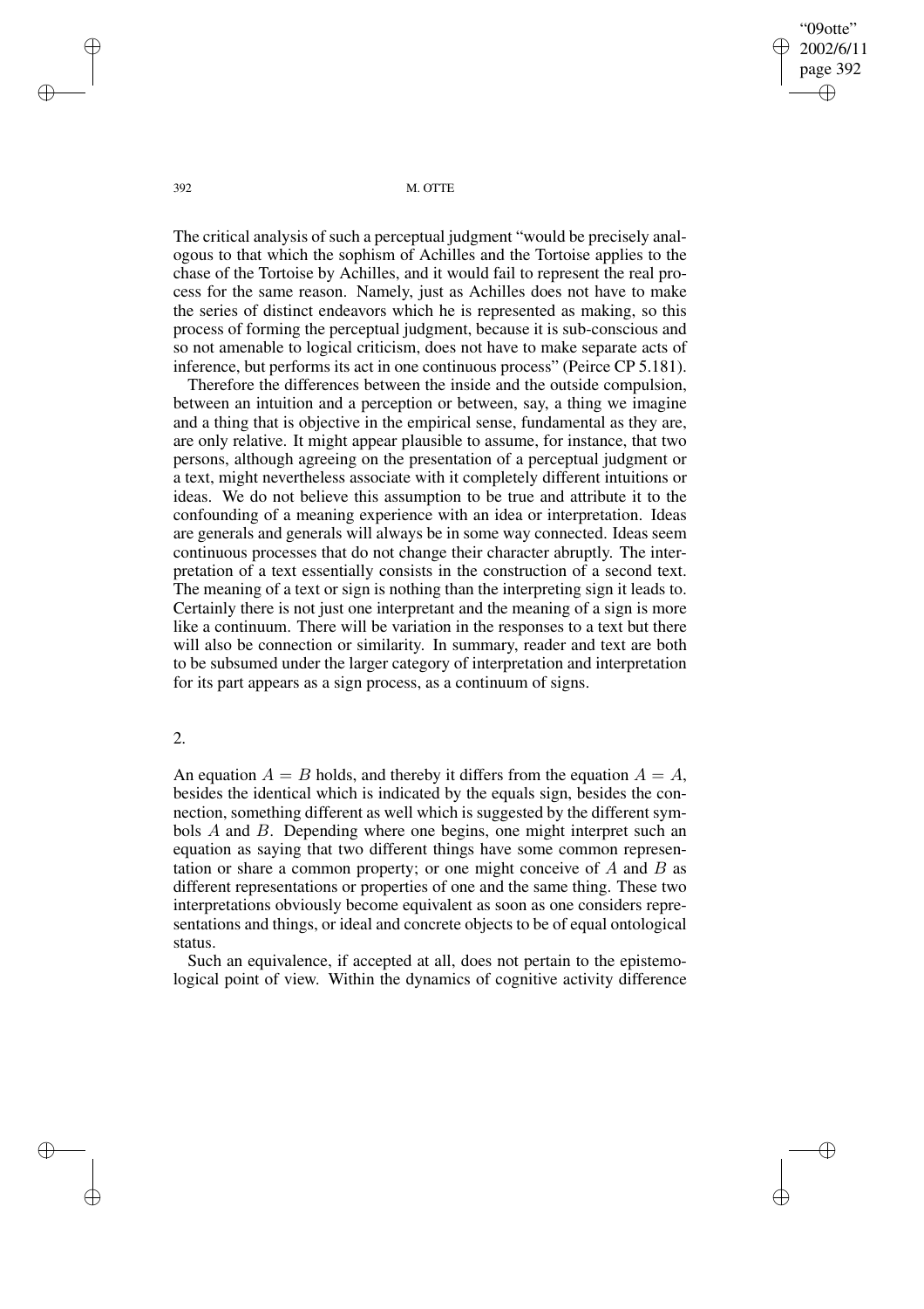The critical analysis of such a perceptual judgment "would be precisely analogous to that which the sophism of Achilles and the Tortoise applies to the chase of the Tortoise by Achilles, and it would fail to represent the real process for the same reason. Namely, just as Achilles does not have to make the series of distinct endeavors which he is represented as making, so this process of forming the perceptual judgment, because it is sub-conscious and so not amenable to logical criticism, does not have to make separate acts of inference, but performs its act in one continuous process" (Peirce CP 5.181).

Therefore the differences between the inside and the outside compulsion, between an intuition and a perception or between, say, a thing we imagine and a thing that is objective in the empirical sense, fundamental as they are, are only relative. It might appear plausible to assume, for instance, that two persons, although agreeing on the presentation of a perceptual judgment or a text, might nevertheless associate with it completely different intuitions or ideas. We do not believe this assumption to be true and attribute it to the confounding of a meaning experience with an idea or interpretation. Ideas are generals and generals will always be in some way connected. Ideas seem continuous processes that do not change their character abruptly. The interpretation of a text essentially consists in the construction of a second text. The meaning of a text or sign is nothing than the interpreting sign it leads to. Certainly there is not just one interpretant and the meaning of a sign is more like a continuum. There will be variation in the responses to a text but there will also be connection or similarity. In summary, reader and text are both to be subsumed under the larger category of interpretation and interpretation for its part appears as a sign process, as a continuum of signs.

## 2.

An equation $A = B$ holds, and thereby it differs from the equation $A = A$, besides the identical which is indicated by the equals sign, besides the connection, something different as well which is suggested by the different symbols $A$ and $B$. Depending where one begins, one might interpret such an equation as saying that two different things have some common representation or share a common property; or one might conceive of $A$ and $B$ as different representations or properties of one and the same thing. These two interpretations obviously become equivalent as soon as one considers representations and things, or ideal and concrete objects to be of equal ontological status.

Such an equivalence, if accepted at all, does not pertain to the epistemological point of view. Within the dynamics of cognitive activity difference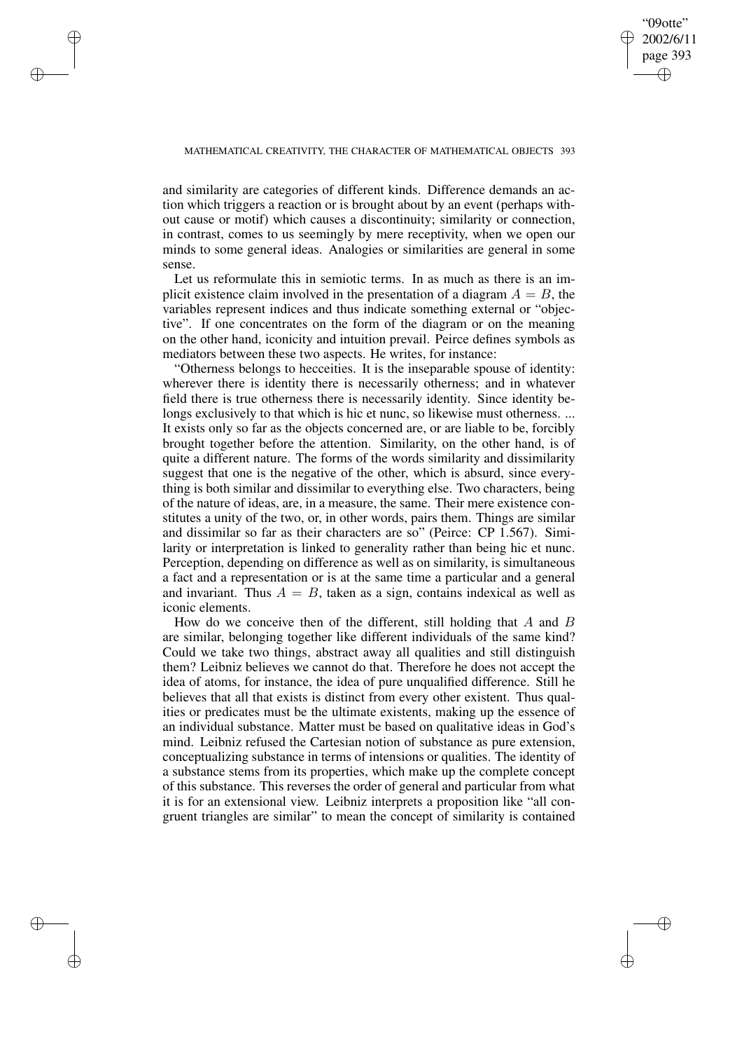and similarity are categories of different kinds. Difference demands an action which triggers a reaction or is brought about by an event (perhaps without cause or motif) which causes a discontinuity; similarity or connection, in contrast, comes to us seemingly by mere receptivity, when we open our minds to some general ideas. Analogies or similarities are general in some sense.

Let us reformulate this in semiotic terms. In as much as there is an implicit existence claim involved in the presentation of a diagram $A = B$, the variables represent indices and thus indicate something external or "objective". If one concentrates on the form of the diagram or on the meaning on the other hand, iconicity and intuition prevail. Peirce defines symbols as mediators between these two aspects. He writes, for instance:

"Otherness belongs to hecceities. It is the inseparable spouse of identity: wherever there is identity there is necessarily otherness; and in whatever field there is true otherness there is necessarily identity. Since identity belongs exclusively to that which is hic et nunc, so likewise must otherness. ... It exists only so far as the objects concerned are, or are liable to be, forcibly brought together before the attention. Similarity, on the other hand, is of quite a different nature. The forms of the words similarity and dissimilarity suggest that one is the negative of the other, which is absurd, since everything is both similar and dissimilar to everything else. Two characters, being of the nature of ideas, are, in a measure, the same. Their mere existence constitutes a unity of the two, or, in other words, pairs them. Things are similar and dissimilar so far as their characters are so" (Peirce: CP 1.567). Similarity or interpretation is linked to generality rather than being hic et nunc. Perception, depending on difference as well as on similarity, is simultaneous a fact and a representation or is at the same time a particular and a general and invariant. Thus $A = B$, taken as a sign, contains indexical as well as iconic elements.

How do we conceive then of the different, still holding that $A$ and $B$ are similar, belonging together like different individuals of the same kind? Could we take two things, abstract away all qualities and still distinguish them? Leibniz believes we cannot do that. Therefore he does not accept the idea of atoms, for instance, the idea of pure unqualified difference. Still he believes that all that exists is distinct from every other existent. Thus qualities or predicates must be the ultimate existents, making up the essence of an individual substance. Matter must be based on qualitative ideas in God's mind. Leibniz refused the Cartesian notion of substance as pure extension, conceptualizing substance in terms of intensions or qualities. The identity of a substance stems from its properties, which make up the complete concept of this substance. This reverses the order of general and particular from what it is for an extensional view. Leibniz interprets a proposition like "all congruent triangles are similar" to mean the concept of similarity is contained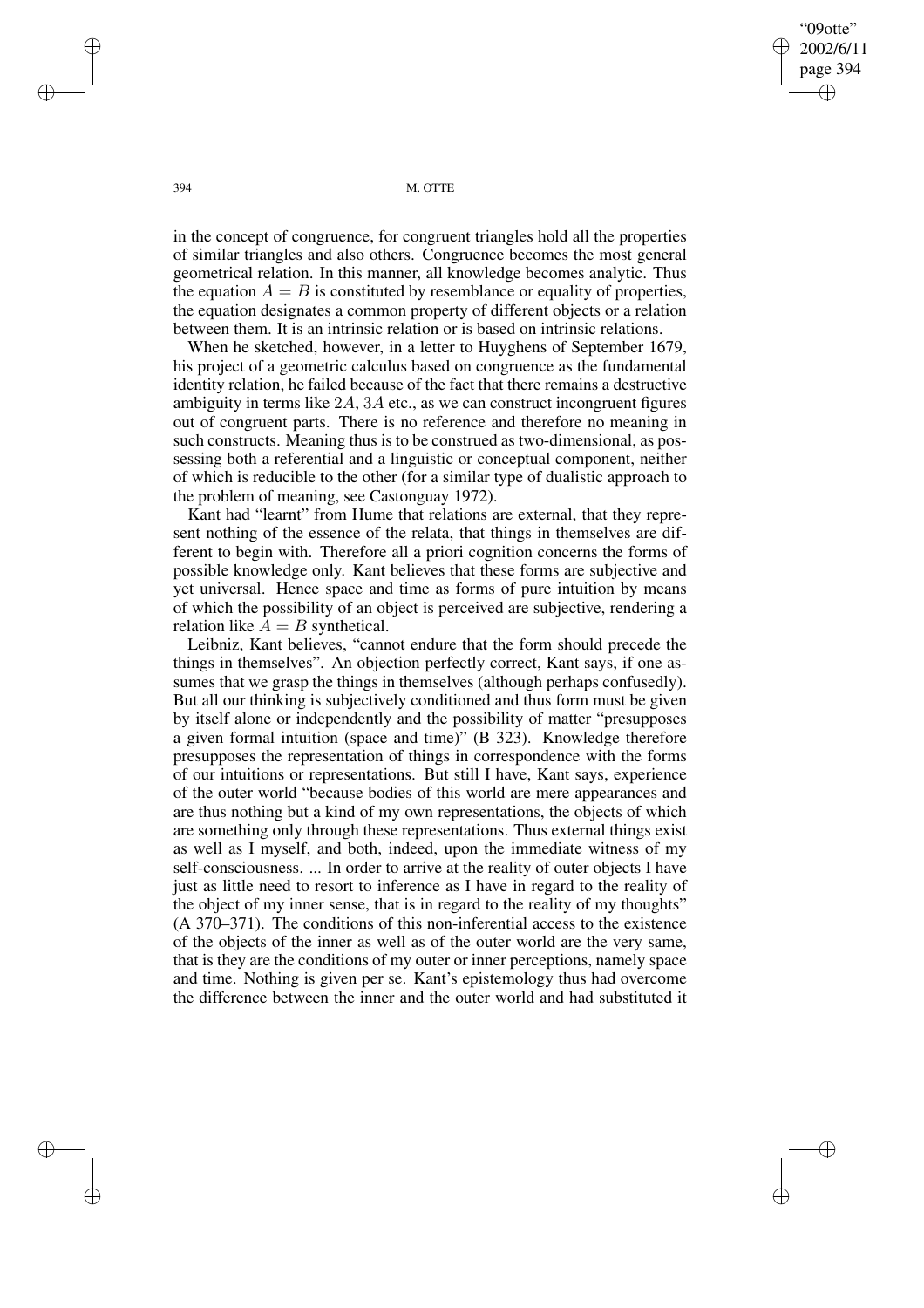in the concept of congruence, for congruent triangles hold all the properties of similar triangles and also others. Congruence becomes the most general geometrical relation. In this manner, all knowledge becomes analytic. Thus the equation $A = B$ is constituted by resemblance or equality of properties, the equation designates a common property of different objects or a relation between them. It is an intrinsic relation or is based on intrinsic relations.

When he sketched, however, in a letter to Huyghens of September 1679, his project of a geometric calculus based on congruence as the fundamental identity relation, he failed because of the fact that there remains a destructive ambiguity in terms like $2A$, $3A$ etc., as we can construct incongruent figures out of congruent parts. There is no reference and therefore no meaning in such constructs. Meaning thus is to be construed as two-dimensional, as possessing both a referential and a linguistic or conceptual component, neither of which is reducible to the other (for a similar type of dualistic approach to the problem of meaning, see Castonguay 1972).

Kant had "learnt" from Hume that relations are external, that they represent nothing of the essence of the relata, that things in themselves are different to begin with. Therefore all a priori cognition concerns the forms of possible knowledge only. Kant believes that these forms are subjective and yet universal. Hence space and time as forms of pure intuition by means of which the possibility of an object is perceived are subjective, rendering a relation like $A = B$ synthetical.

Leibniz, Kant believes, "cannot endure that the form should precede the things in themselves". An objection perfectly correct, Kant says, if one assumes that we grasp the things in themselves (although perhaps confusedly). But all our thinking is subjectively conditioned and thus form must be given by itself alone or independently and the possibility of matter "presupposes a given formal intuition (space and time)" (B 323). Knowledge therefore presupposes the representation of things in correspondence with the forms of our intuitions or representations. But still I have, Kant says, experience of the outer world "because bodies of this world are mere appearances and are thus nothing but a kind of my own representations, the objects of which are something only through these representations. Thus external things exist as well as I myself, and both, indeed, upon the immediate witness of my self-consciousness. ... In order to arrive at the reality of outer objects I have just as little need to resort to inference as I have in regard to the reality of the object of my inner sense, that is in regard to the reality of my thoughts" (A 370–371). The conditions of this non-inferential access to the existence of the objects of the inner as well as of the outer world are the very same, that is they are the conditions of my outer or inner perceptions, namely space and time. Nothing is given per se. Kant's epistemology thus had overcome the difference between the inner and the outer world and had substituted it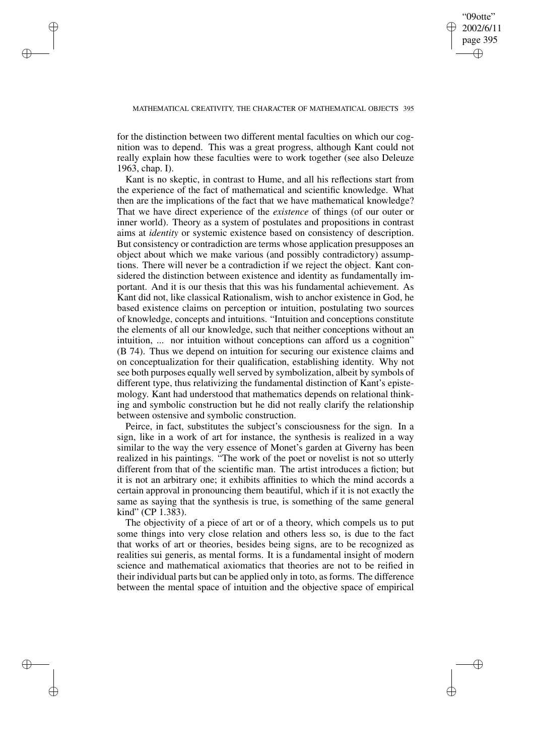for the distinction between two different mental faculties on which our cognition was to depend. This was a great progress, although Kant could not really explain how these faculties were to work together (see also Deleuze 1963, chap. I).

Kant is no skeptic, in contrast to Hume, and all his reflections start from the experience of the fact of mathematical and scientific knowledge. What then are the implications of the fact that we have mathematical knowledge? That we have direct experience of the *existence* of things (of our outer or inner world). Theory as a system of postulates and propositions in contrast aims at *identity* or systemic existence based on consistency of description. But consistency or contradiction are terms whose application presupposes an object about which we make various (and possibly contradictory) assumptions. There will never be a contradiction if we reject the object. Kant considered the distinction between existence and identity as fundamentally important. And it is our thesis that this was his fundamental achievement. As Kant did not, like classical Rationalism, wish to anchor existence in God, he based existence claims on perception or intuition, postulating two sources of knowledge, concepts and intuitions. "Intuition and conceptions constitute the elements of all our knowledge, such that neither conceptions without an intuition, ... nor intuition without conceptions can afford us a cognition" (B 74). Thus we depend on intuition for securing our existence claims and on conceptualization for their qualification, establishing identity. Why not see both purposes equally well served by symbolization, albeit by symbols of different type, thus relativizing the fundamental distinction of Kant's epistemology. Kant had understood that mathematics depends on relational thinking and symbolic construction but he did not really clarify the relationship between ostensive and symbolic construction.

Peirce, in fact, substitutes the subject's consciousness for the sign. In a sign, like in a work of art for instance, the synthesis is realized in a way similar to the way the very essence of Monet's garden at Giverny has been realized in his paintings. "The work of the poet or novelist is not so utterly different from that of the scientific man. The artist introduces a fiction; but it is not an arbitrary one; it exhibits affinities to which the mind accords a certain approval in pronouncing them beautiful, which if it is not exactly the same as saying that the synthesis is true, is something of the same general kind" (CP 1.383).

The objectivity of a piece of art or of a theory, which compels us to put some things into very close relation and others less so, is due to the fact that works of art or theories, besides being signs, are to be recognized as realities sui generis, as mental forms. It is a fundamental insight of modern science and mathematical axiomatics that theories are not to be reified in their individual parts but can be applied only in toto, as forms. The difference between the mental space of intuition and the objective space of empirical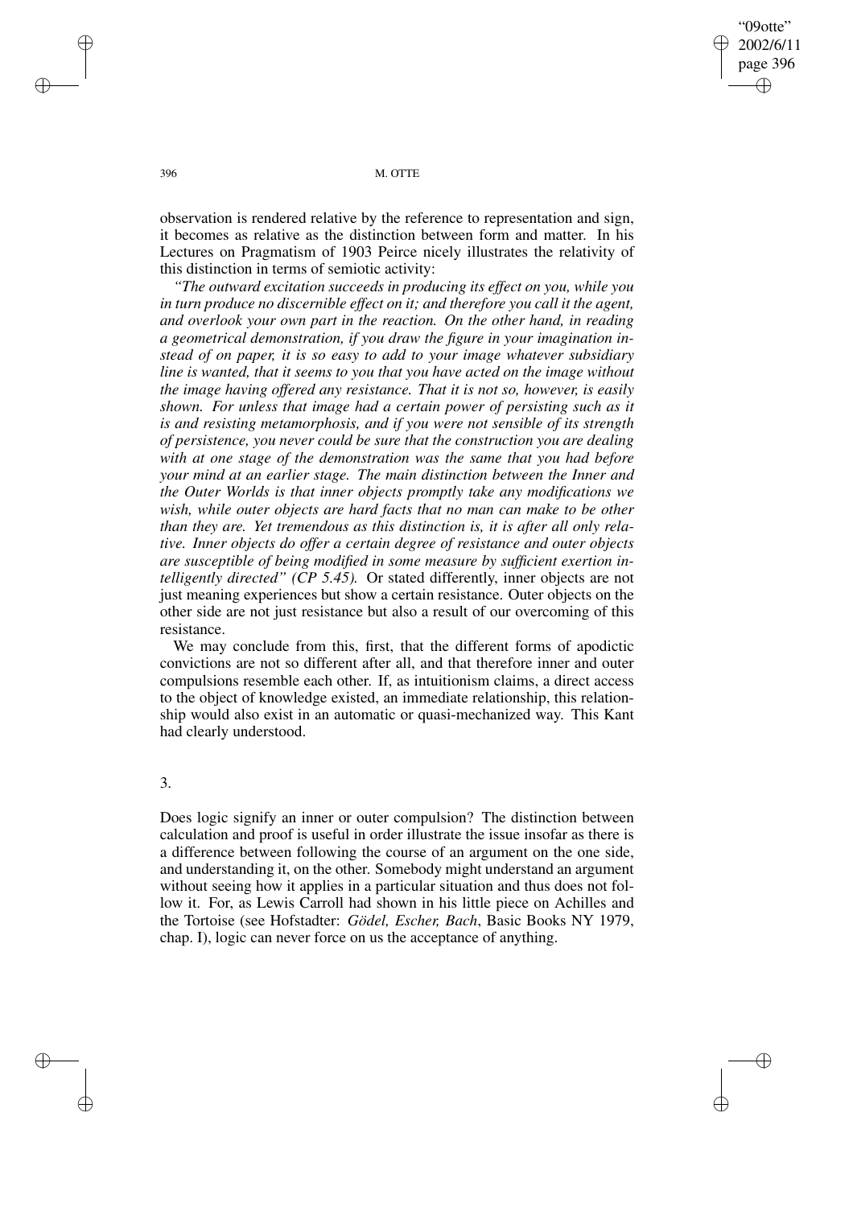observation is rendered relative by the reference to representation and sign, it becomes as relative as the distinction between form and matter. In his Lectures on Pragmatism of 1903 Peirce nicely illustrates the relativity of this distinction in terms of semiotic activity:

*"The outward excitation succeeds in producing its effect on you, while you in turn produce no discernible effect on it; and therefore you call it the agent, and overlook your own part in the reaction. On the other hand, in reading a geometrical demonstration, if you draw the figure in your imagination instead of on paper, it is so easy to add to your image whatever subsidiary line is wanted, that it seems to you that you have acted on the image without the image having offered any resistance. That it is not so, however, is easily shown. For unless that image had a certain power of persisting such as it is and resisting metamorphosis, and if you were not sensible of its strength of persistence, you never could be sure that the construction you are dealing with at one stage of the demonstration was the same that you had before your mind at an earlier stage. The main distinction between the Inner and the Outer Worlds is that inner objects promptly take any modifications we wish, while outer objects are hard facts that no man can make to be other than they are. Yet tremendous as this distinction is, it is after all only relative. Inner objects do offer a certain degree of resistance and outer objects are susceptible of being modified in some measure by sufficient exertion intelligently directed" (CP 5.45).* Or stated differently, inner objects are not just meaning experiences but show a certain resistance. Outer objects on the other side are not just resistance but also a result of our overcoming of this resistance.

We may conclude from this, first, that the different forms of apodictic convictions are not so different after all, and that therefore inner and outer compulsions resemble each other. If, as intuitionism claims, a direct access to the object of knowledge existed, an immediate relationship, this relationship would also exist in an automatic or quasi-mechanized way. This Kant had clearly understood.

## 3.

Does logic signify an inner or outer compulsion? The distinction between calculation and proof is useful in order illustrate the issue insofar as there is a difference between following the course of an argument on the one side, and understanding it, on the other. Somebody might understand an argument without seeing how it applies in a particular situation and thus does not follow it. For, as Lewis Carroll had shown in his little piece on Achilles and the Tortoise (see Hofstadter: *Gödel, Escher, Bach*, Basic Books NY 1979, chap. I), logic can never force on us the acceptance of anything.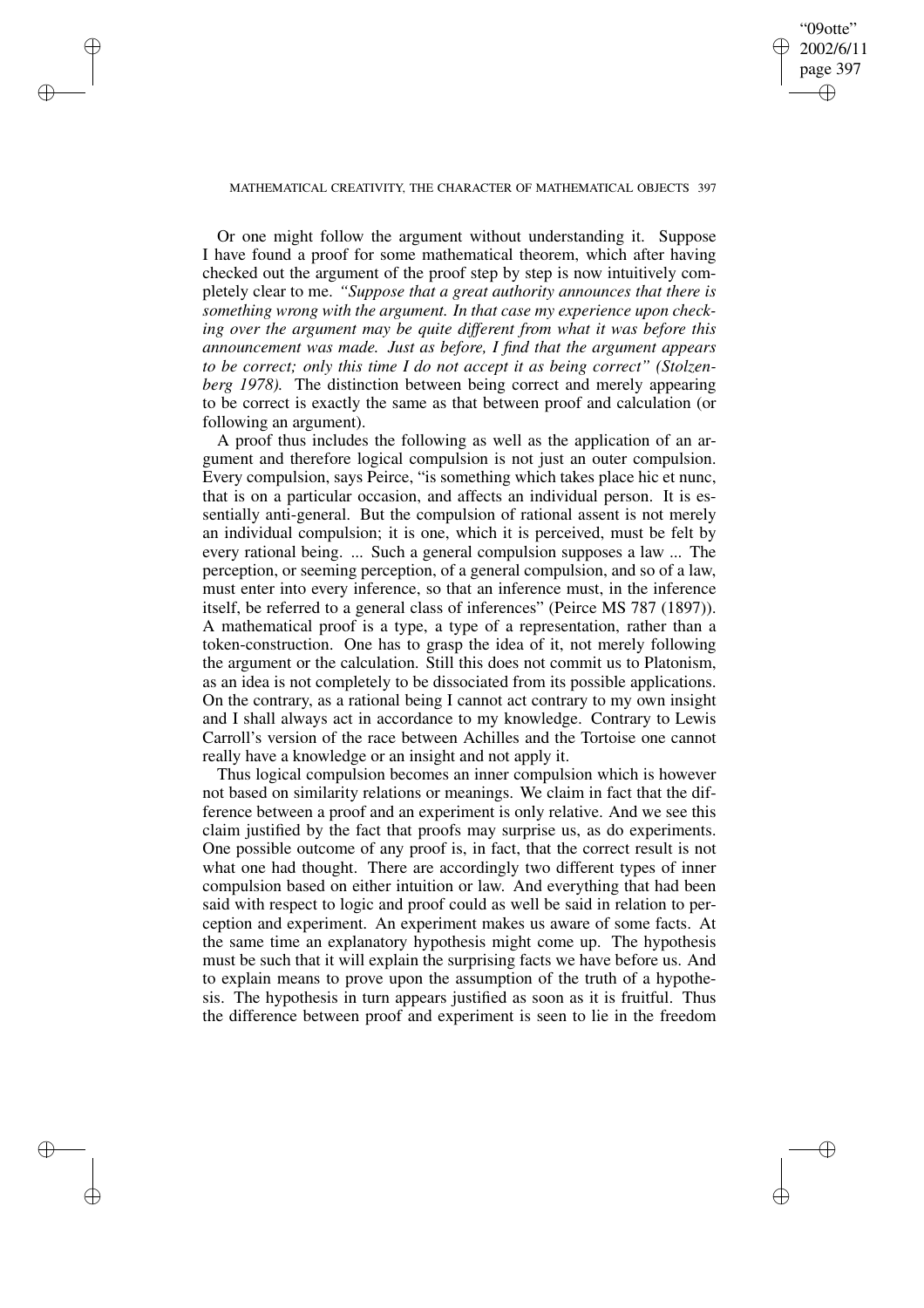Or one might follow the argument without understanding it. Suppose I have found a proof for some mathematical theorem, which after having checked out the argument of the proof step by step is now intuitively completely clear to me. *"Suppose that a great authority announces that there is something wrong with the argument. In that case my experience upon checking over the argument may be quite different from what it was before this announcement was made. Just as before, I find that the argument appears to be correct; only this time I do not accept it as being correct" (Stolzenberg 1978).* The distinction between being correct and merely appearing to be correct is exactly the same as that between proof and calculation (or following an argument).

A proof thus includes the following as well as the application of an argument and therefore logical compulsion is not just an outer compulsion. Every compulsion, says Peirce, "is something which takes place hic et nunc, that is on a particular occasion, and affects an individual person. It is essentially anti-general. But the compulsion of rational assent is not merely an individual compulsion; it is one, which it is perceived, must be felt by every rational being. ... Such a general compulsion supposes a law ... The perception, or seeming perception, of a general compulsion, and so of a law, must enter into every inference, so that an inference must, in the inference itself, be referred to a general class of inferences" (Peirce MS 787 (1897)). A mathematical proof is a type, a type of a representation, rather than a token-construction. One has to grasp the idea of it, not merely following the argument or the calculation. Still this does not commit us to Platonism, as an idea is not completely to be dissociated from its possible applications. On the contrary, as a rational being I cannot act contrary to my own insight and I shall always act in accordance to my knowledge. Contrary to Lewis Carroll's version of the race between Achilles and the Tortoise one cannot really have a knowledge or an insight and not apply it.

Thus logical compulsion becomes an inner compulsion which is however not based on similarity relations or meanings. We claim in fact that the difference between a proof and an experiment is only relative. And we see this claim justified by the fact that proofs may surprise us, as do experiments. One possible outcome of any proof is, in fact, that the correct result is not what one had thought. There are accordingly two different types of inner compulsion based on either intuition or law. And everything that had been said with respect to logic and proof could as well be said in relation to perception and experiment. An experiment makes us aware of some facts. At the same time an explanatory hypothesis might come up. The hypothesis must be such that it will explain the surprising facts we have before us. And to explain means to prove upon the assumption of the truth of a hypothesis. The hypothesis in turn appears justified as soon as it is fruitful. Thus the difference between proof and experiment is seen to lie in the freedom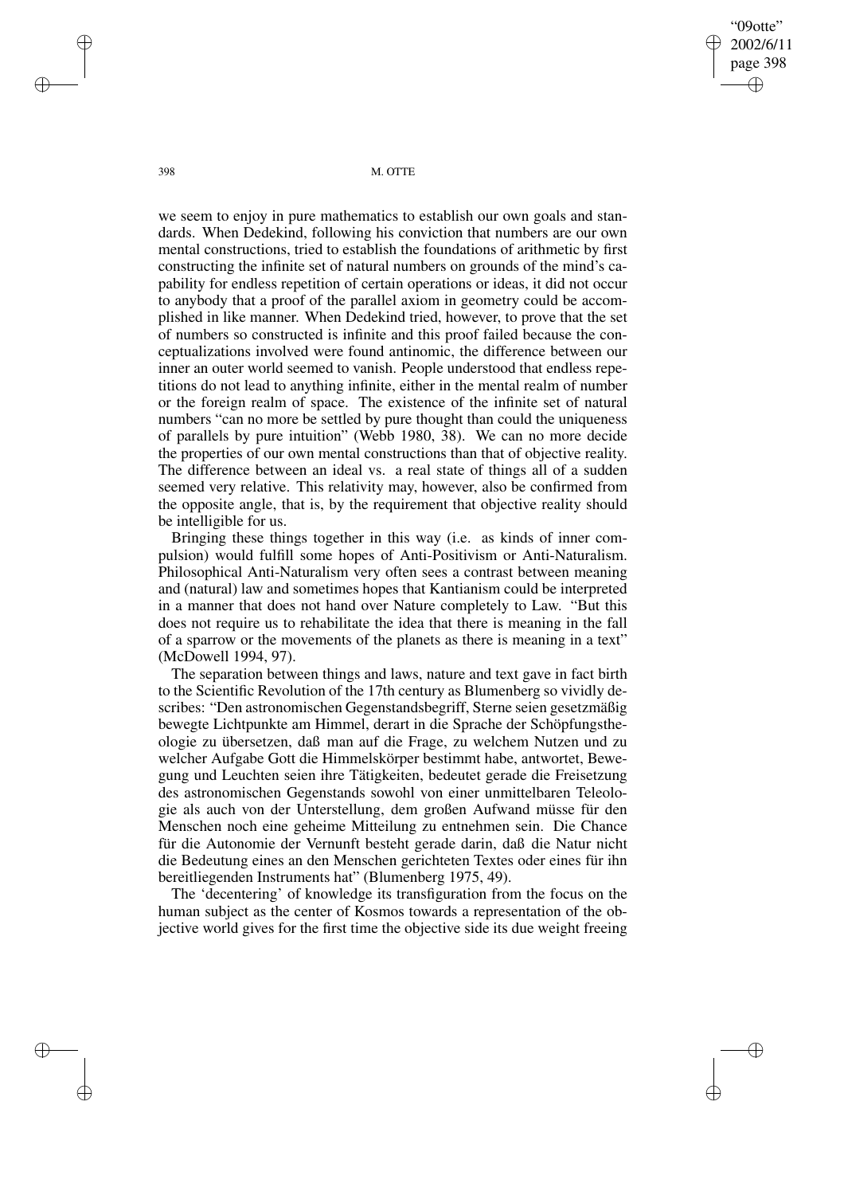we seem to enjoy in pure mathematics to establish our own goals and standards. When Dedekind, following his conviction that numbers are our own mental constructions, tried to establish the foundations of arithmetic by first constructing the infinite set of natural numbers on grounds of the mind's capability for endless repetition of certain operations or ideas, it did not occur to anybody that a proof of the parallel axiom in geometry could be accomplished in like manner. When Dedekind tried, however, to prove that the set of numbers so constructed is infinite and this proof failed because the conceptualizations involved were found antinomic, the difference between our inner an outer world seemed to vanish. People understood that endless repetitions do not lead to anything infinite, either in the mental realm of number or the foreign realm of space. The existence of the infinite set of natural numbers "can no more be settled by pure thought than could the uniqueness of parallels by pure intuition" (Webb 1980, 38). We can no more decide the properties of our own mental constructions than that of objective reality. The difference between an ideal vs. a real state of things all of a sudden seemed very relative. This relativity may, however, also be confirmed from the opposite angle, that is, by the requirement that objective reality should be intelligible for us.

Bringing these things together in this way (i.e. as kinds of inner compulsion) would fulfill some hopes of Anti-Positivism or Anti-Naturalism. Philosophical Anti-Naturalism very often sees a contrast between meaning and (natural) law and sometimes hopes that Kantianism could be interpreted in a manner that does not hand over Nature completely to Law. "But this does not require us to rehabilitate the idea that there is meaning in the fall of a sparrow or the movements of the planets as there is meaning in a text" (McDowell 1994, 97).

The separation between things and laws, nature and text gave in fact birth to the Scientific Revolution of the 17th century as Blumenberg so vividly describes: "Den astronomischen Gegenstandsbegriff, Sterne seien gesetzmäßig bewegte Lichtpunkte am Himmel, derart in die Sprache der Schöpfungstheologie zu übersetzen, daß man auf die Frage, zu welchem Nutzen und zu welcher Aufgabe Gott die Himmelskörper bestimmt habe, antwortet, Bewegung und Leuchten seien ihre Tätigkeiten, bedeutet gerade die Freisetzung des astronomischen Gegenstands sowohl von einer unmittelbaren Teleologie als auch von der Unterstellung, dem großen Aufwand müsse für den Menschen noch eine geheime Mitteilung zu entnehmen sein. Die Chance für die Autonomie der Vernunft besteht gerade darin, daß die Natur nicht die Bedeutung eines an den Menschen gerichteten Textes oder eines für ihn bereitliegenden Instruments hat" (Blumenberg 1975, 49).

The 'decentering' of knowledge its transfiguration from the focus on the human subject as the center of Kosmos towards a representation of the objective world gives for the first time the objective side its due weight freeing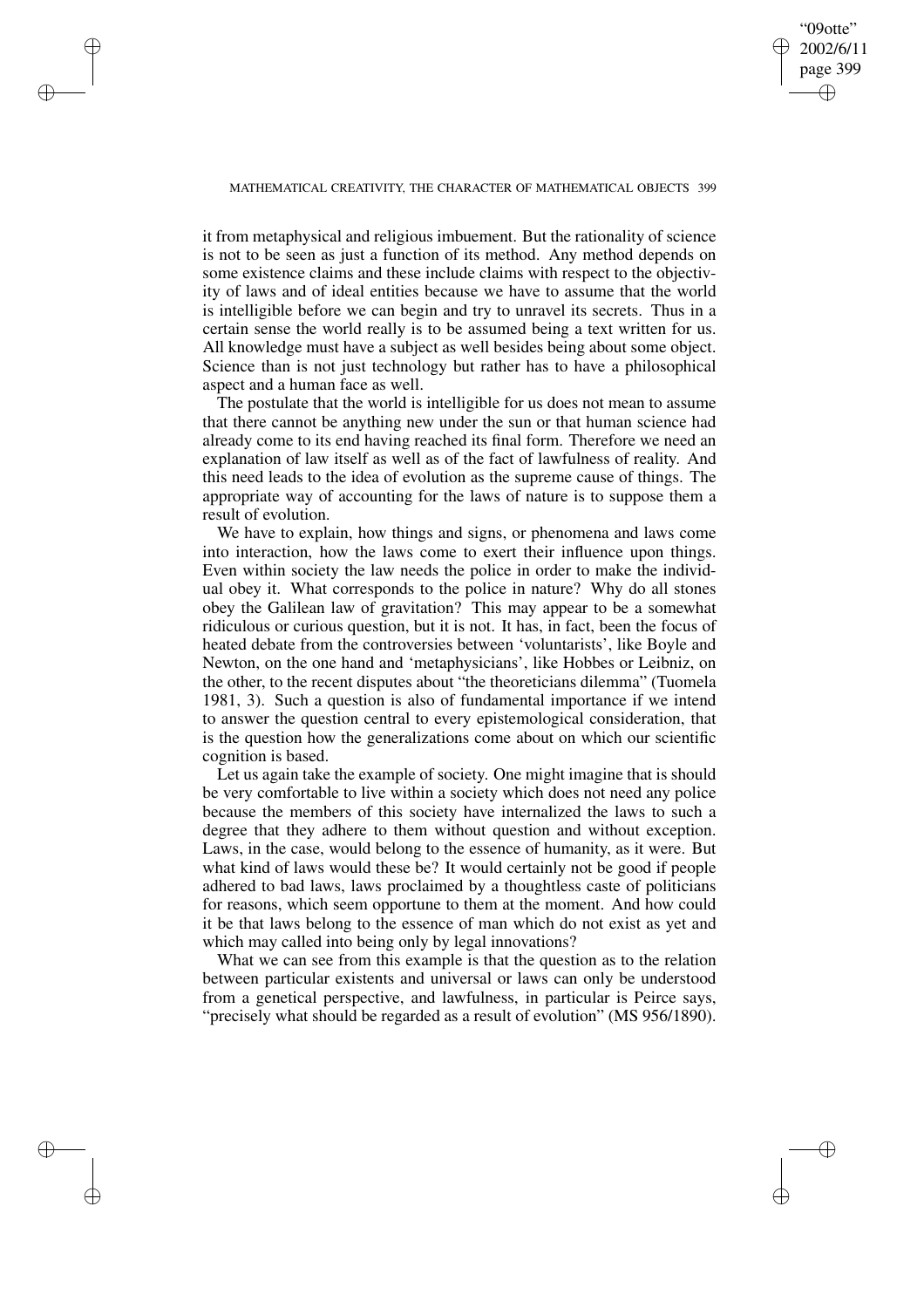it from metaphysical and religious imbuement. But the rationality of science is not to be seen as just a function of its method. Any method depends on some existence claims and these include claims with respect to the objectivity of laws and of ideal entities because we have to assume that the world is intelligible before we can begin and try to unravel its secrets. Thus in a certain sense the world really is to be assumed being a text written for us. All knowledge must have a subject as well besides being about some object. Science than is not just technology but rather has to have a philosophical aspect and a human face as well.

The postulate that the world is intelligible for us does not mean to assume that there cannot be anything new under the sun or that human science had already come to its end having reached its final form. Therefore we need an explanation of law itself as well as of the fact of lawfulness of reality. And this need leads to the idea of evolution as the supreme cause of things. The appropriate way of accounting for the laws of nature is to suppose them a result of evolution.

We have to explain, how things and signs, or phenomena and laws come into interaction, how the laws come to exert their influence upon things. Even within society the law needs the police in order to make the individual obey it. What corresponds to the police in nature? Why do all stones obey the Galilean law of gravitation? This may appear to be a somewhat ridiculous or curious question, but it is not. It has, in fact, been the focus of heated debate from the controversies between 'voluntarists', like Boyle and Newton, on the one hand and 'metaphysicians', like Hobbes or Leibniz, on the other, to the recent disputes about "the theoreticians dilemma" (Tuomela 1981, 3). Such a question is also of fundamental importance if we intend to answer the question central to every epistemological consideration, that is the question how the generalizations come about on which our scientific cognition is based.

Let us again take the example of society. One might imagine that is should be very comfortable to live within a society which does not need any police because the members of this society have internalized the laws to such a degree that they adhere to them without question and without exception. Laws, in the case, would belong to the essence of humanity, as it were. But what kind of laws would these be? It would certainly not be good if people adhered to bad laws, laws proclaimed by a thoughtless caste of politicians for reasons, which seem opportune to them at the moment. And how could it be that laws belong to the essence of man which do not exist as yet and which may called into being only by legal innovations?

What we can see from this example is that the question as to the relation between particular existents and universal or laws can only be understood from a genetical perspective, and lawfulness, in particular is Peirce says, "precisely what should be regarded as a result of evolution" (MS 956/1890).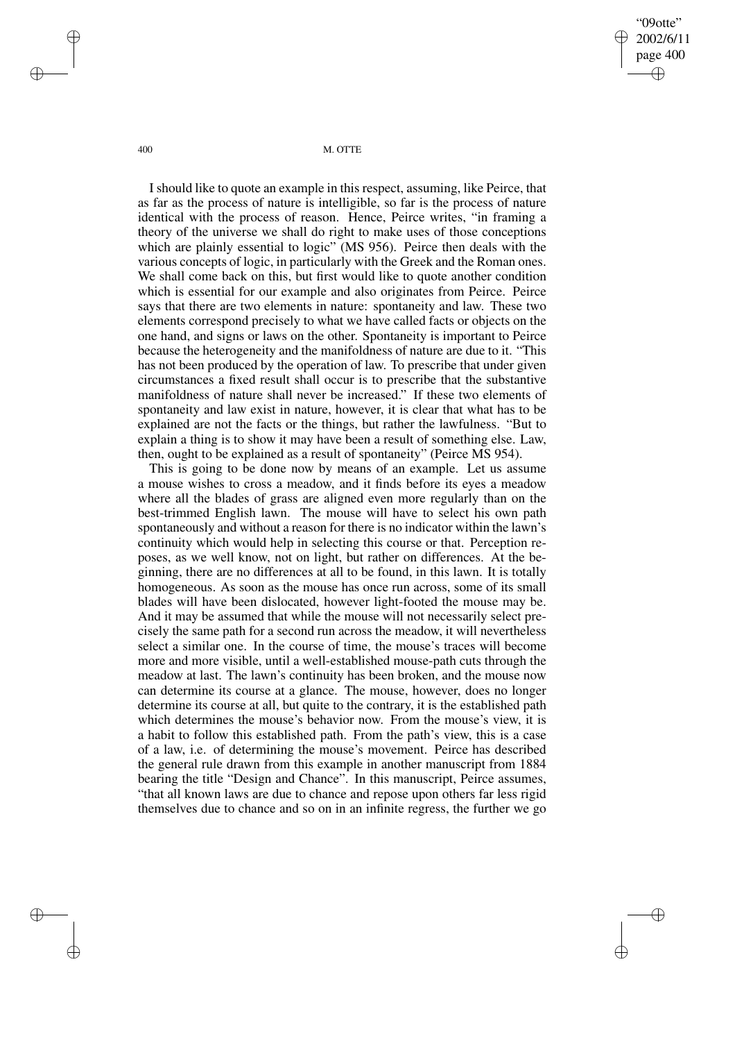I should like to quote an example in this respect, assuming, like Peirce, that as far as the process of nature is intelligible, so far is the process of nature identical with the process of reason. Hence, Peirce writes, "in framing a theory of the universe we shall do right to make uses of those conceptions which are plainly essential to logic" (MS 956). Peirce then deals with the various concepts of logic, in particularly with the Greek and the Roman ones. We shall come back on this, but first would like to quote another condition which is essential for our example and also originates from Peirce. Peirce says that there are two elements in nature: spontaneity and law. These two elements correspond precisely to what we have called facts or objects on the one hand, and signs or laws on the other. Spontaneity is important to Peirce because the heterogeneity and the manifoldness of nature are due to it. "This has not been produced by the operation of law. To prescribe that under given circumstances a fixed result shall occur is to prescribe that the substantive manifoldness of nature shall never be increased." If these two elements of spontaneity and law exist in nature, however, it is clear that what has to be explained are not the facts or the things, but rather the lawfulness. "But to explain a thing is to show it may have been a result of something else. Law, then, ought to be explained as a result of spontaneity" (Peirce MS 954).

This is going to be done now by means of an example. Let us assume a mouse wishes to cross a meadow, and it finds before its eyes a meadow where all the blades of grass are aligned even more regularly than on the best-trimmed English lawn. The mouse will have to select his own path spontaneously and without a reason for there is no indicator within the lawn's continuity which would help in selecting this course or that. Perception reposes, as we well know, not on light, but rather on differences. At the beginning, there are no differences at all to be found, in this lawn. It is totally homogeneous. As soon as the mouse has once run across, some of its small blades will have been dislocated, however light-footed the mouse may be. And it may be assumed that while the mouse will not necessarily select precisely the same path for a second run across the meadow, it will nevertheless select a similar one. In the course of time, the mouse's traces will become more and more visible, until a well-established mouse-path cuts through the meadow at last. The lawn's continuity has been broken, and the mouse now can determine its course at a glance. The mouse, however, does no longer determine its course at all, but quite to the contrary, it is the established path which determines the mouse's behavior now. From the mouse's view, it is a habit to follow this established path. From the path's view, this is a case of a law, i.e. of determining the mouse's movement. Peirce has described the general rule drawn from this example in another manuscript from 1884 bearing the title "Design and Chance". In this manuscript, Peirce assumes, "that all known laws are due to chance and repose upon others far less rigid themselves due to chance and so on in an infinite regress, the further we go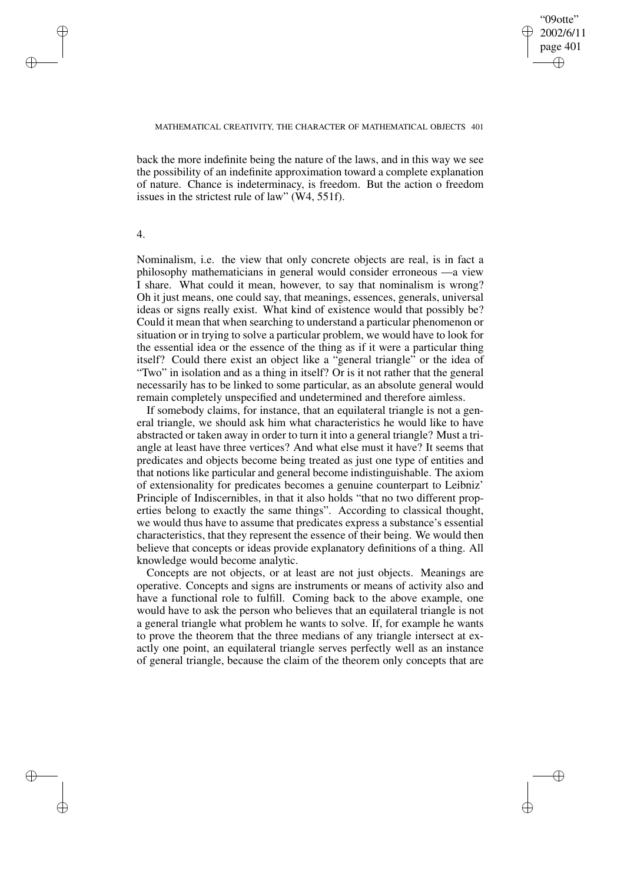back the more indefinite being the nature of the laws, and in this way we see the possibility of an indefinite approximation toward a complete explanation of nature. Chance is indeterminacy, is freedom. But the action o freedom issues in the strictest rule of law" (W4, 551f).

4.

Nominalism, i.e. the view that only concrete objects are real, is in fact a philosophy mathematicians in general would consider erroneous —a view I share. What could it mean, however, to say that nominalism is wrong? Oh it just means, one could say, that meanings, essences, generals, universal ideas or signs really exist. What kind of existence would that possibly be? Could it mean that when searching to understand a particular phenomenon or situation or in trying to solve a particular problem, we would have to look for the essential idea or the essence of the thing as if it were a particular thing itself? Could there exist an object like a "general triangle" or the idea of "Two" in isolation and as a thing in itself? Or is it not rather that the general necessarily has to be linked to some particular, as an absolute general would remain completely unspecified and undetermined and therefore aimless.

If somebody claims, for instance, that an equilateral triangle is not a general triangle, we should ask him what characteristics he would like to have abstracted or taken away in order to turn it into a general triangle? Must a triangle at least have three vertices? And what else must it have? It seems that predicates and objects become being treated as just one type of entities and that notions like particular and general become indistinguishable. The axiom of extensionality for predicates becomes a genuine counterpart to Leibniz' Principle of Indiscernibles, in that it also holds "that no two different properties belong to exactly the same things". According to classical thought, we would thus have to assume that predicates express a substance's essential characteristics, that they represent the essence of their being. We would then believe that concepts or ideas provide explanatory definitions of a thing. All knowledge would become analytic.

Concepts are not objects, or at least are not just objects. Meanings are operative. Concepts and signs are instruments or means of activity also and have a functional role to fulfill. Coming back to the above example, one would have to ask the person who believes that an equilateral triangle is not a general triangle what problem he wants to solve. If, for example he wants to prove the theorem that the three medians of any triangle intersect at exactly one point, an equilateral triangle serves perfectly well as an instance of general triangle, because the claim of the theorem only concepts that are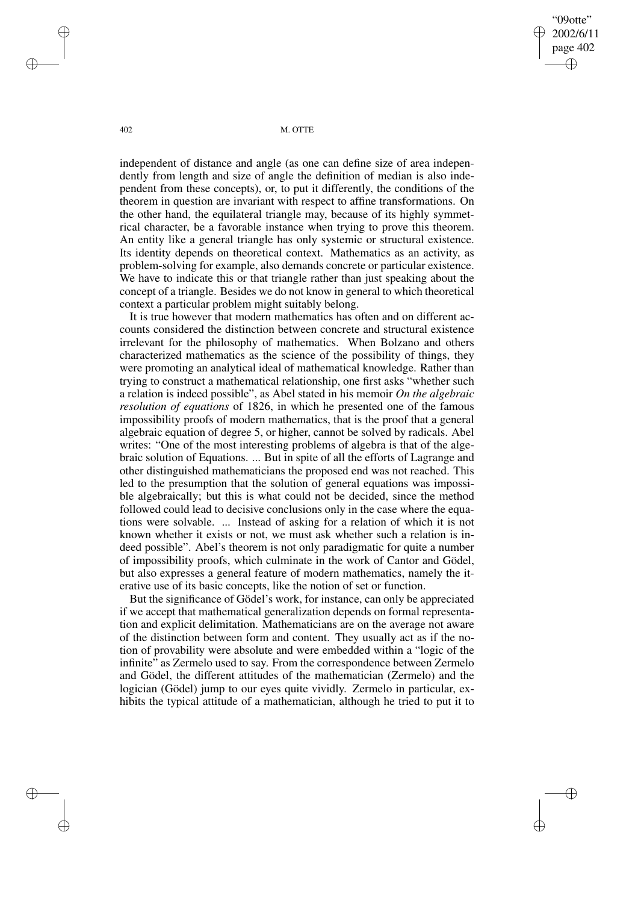independent of distance and angle (as one can define size of area independently from length and size of angle the definition of median is also independent from these concepts), or, to put it differently, the conditions of the theorem in question are invariant with respect to affine transformations. On the other hand, the equilateral triangle may, because of its highly symmetrical character, be a favorable instance when trying to prove this theorem. An entity like a general triangle has only systemic or structural existence. Its identity depends on theoretical context. Mathematics as an activity, as problem-solving for example, also demands concrete or particular existence. We have to indicate this or that triangle rather than just speaking about the concept of a triangle. Besides we do not know in general to which theoretical context a particular problem might suitably belong.

It is true however that modern mathematics has often and on different accounts considered the distinction between concrete and structural existence irrelevant for the philosophy of mathematics. When Bolzano and others characterized mathematics as the science of the possibility of things, they were promoting an analytical ideal of mathematical knowledge. Rather than trying to construct a mathematical relationship, one first asks "whether such a relation is indeed possible", as Abel stated in his memoir *On the algebraic resolution of equations* of 1826, in which he presented one of the famous impossibility proofs of modern mathematics, that is the proof that a general algebraic equation of degree 5, or higher, cannot be solved by radicals. Abel writes: "One of the most interesting problems of algebra is that of the algebraic solution of Equations. ... But in spite of all the efforts of Lagrange and other distinguished mathematicians the proposed end was not reached. This led to the presumption that the solution of general equations was impossible algebraically; but this is what could not be decided, since the method followed could lead to decisive conclusions only in the case where the equations were solvable. ... Instead of asking for a relation of which it is not known whether it exists or not, we must ask whether such a relation is indeed possible". Abel's theorem is not only paradigmatic for quite a number of impossibility proofs, which culminate in the work of Cantor and Gödel, but also expresses a general feature of modern mathematics, namely the iterative use of its basic concepts, like the notion of set or function.

But the significance of Gödel's work, for instance, can only be appreciated if we accept that mathematical generalization depends on formal representation and explicit delimitation. Mathematicians are on the average not aware of the distinction between form and content. They usually act as if the notion of provability were absolute and were embedded within a "logic of the infinite" as Zermelo used to say. From the correspondence between Zermelo and Gödel, the different attitudes of the mathematician (Zermelo) and the logician (Gödel) jump to our eyes quite vividly. Zermelo in particular, exhibits the typical attitude of a mathematician, although he tried to put it to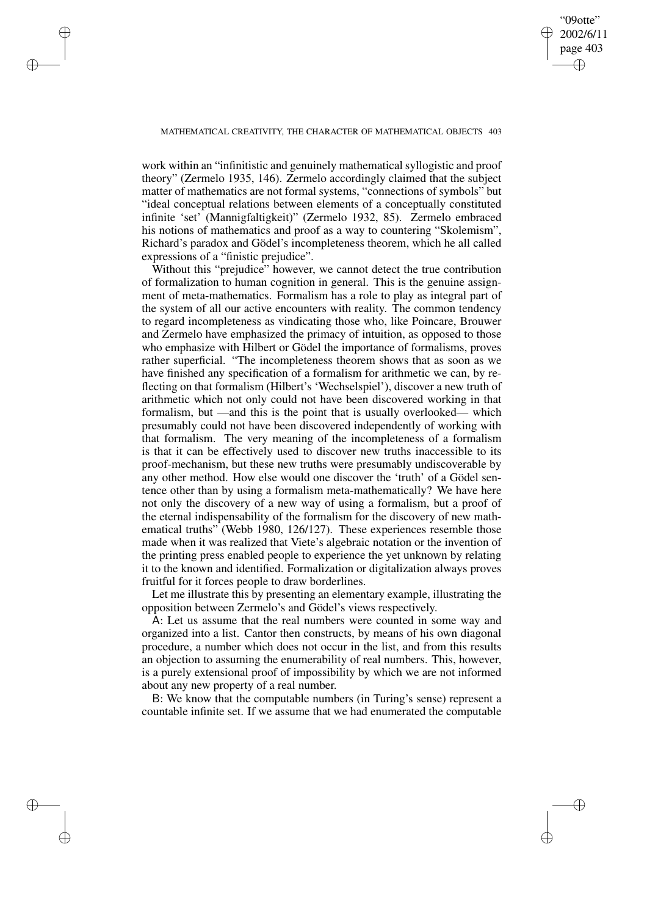work within an "infinitistic and genuinely mathematical syllogistic and proof theory" (Zermelo 1935, 146). Zermelo accordingly claimed that the subject matter of mathematics are not formal systems, "connections of symbols" but "ideal conceptual relations between elements of a conceptually constituted infinite 'set' (Mannigfaltigkeit)" (Zermelo 1932, 85). Zermelo embraced his notions of mathematics and proof as a way to countering "Skolemism", Richard's paradox and Gödel's incompleteness theorem, which he all called expressions of a "finistic prejudice".

Without this "prejudice" however, we cannot detect the true contribution of formalization to human cognition in general. This is the genuine assignment of meta-mathematics. Formalism has a role to play as integral part of the system of all our active encounters with reality. The common tendency to regard incompleteness as vindicating those who, like Poincare, Brouwer and Zermelo have emphasized the primacy of intuition, as opposed to those who emphasize with Hilbert or Gödel the importance of formalisms, proves rather superficial. "The incompleteness theorem shows that as soon as we have finished any specification of a formalism for arithmetic we can, by reflecting on that formalism (Hilbert's 'Wechselspiel'), discover a new truth of arithmetic which not only could not have been discovered working in that formalism, but —and this is the point that is usually overlooked— which presumably could not have been discovered independently of working with that formalism. The very meaning of the incompleteness of a formalism is that it can be effectively used to discover new truths inaccessible to its proof-mechanism, but these new truths were presumably undiscoverable by any other method. How else would one discover the 'truth' of a Gödel sentence other than by using a formalism meta-mathematically? We have here not only the discovery of a new way of using a formalism, but a proof of the eternal indispensability of the formalism for the discovery of new mathematical truths" (Webb 1980, 126/127). These experiences resemble those made when it was realized that Viete's algebraic notation or the invention of the printing press enabled people to experience the yet unknown by relating it to the known and identified. Formalization or digitalization always proves fruitful for it forces people to draw borderlines.

Let me illustrate this by presenting an elementary example, illustrating the opposition between Zermelo's and Gödel's views respectively.

A: Let us assume that the real numbers were counted in some way and organized into a list. Cantor then constructs, by means of his own diagonal procedure, a number which does not occur in the list, and from this results an objection to assuming the enumerability of real numbers. This, however, is a purely extensional proof of impossibility by which we are not informed about any new property of a real number.

B: We know that the computable numbers (in Turing's sense) represent a countable infinite set. If we assume that we had enumerated the computable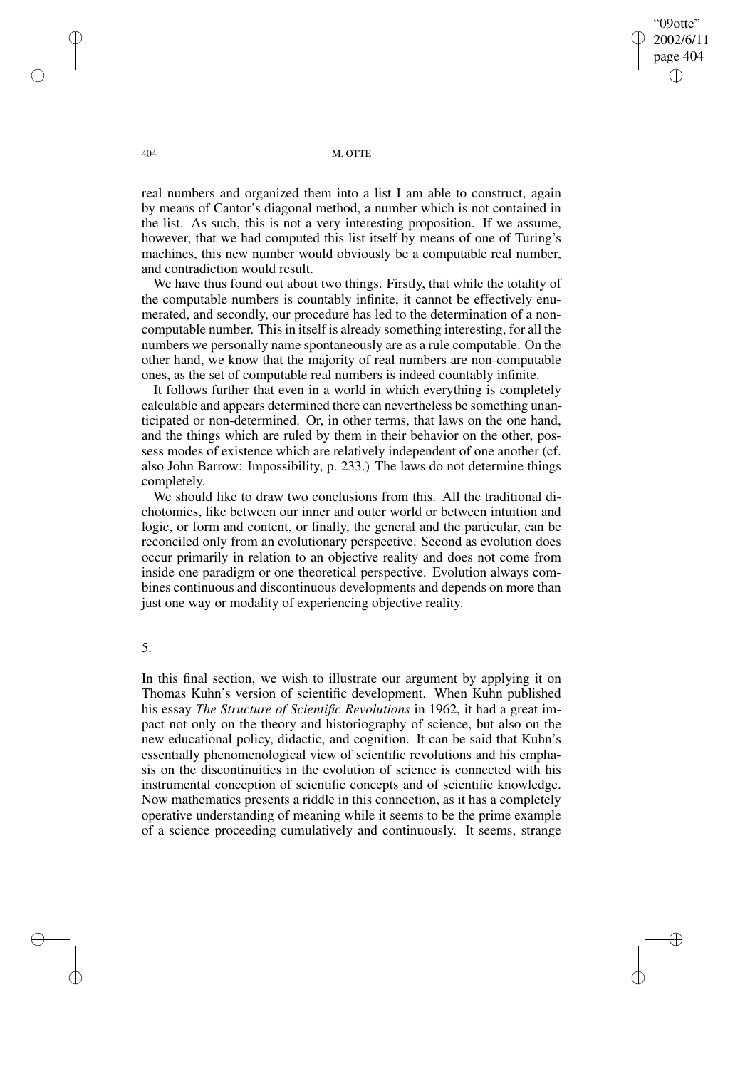real numbers and organized them into a list I am able to construct, again by means of Cantor's diagonal method, a number which is not contained in the list. As such, this is not a very interesting proposition. If we assume, however, that we had computed this list itself by means of one of Turing's machines, this new number would obviously be a computable real number, and contradiction would result.

We have thus found out about two things. Firstly, that while the totality of the computable numbers is countably infinite, it cannot be effectively enumerated, and secondly, our procedure has led to the determination of a non-computable number. This in itself is already something interesting, for all the numbers we personally name spontaneously are as a rule computable. On the other hand, we know that the majority of real numbers are non-computable ones, as the set of computable real numbers is indeed countably infinite.

It follows further that even in a world in which everything is completely calculable and appears determined there can nevertheless be something unanticipated or non-determined. Or, in other terms, that laws on the one hand, and the things which are ruled by them in their behavior on the other, possess modes of existence which are relatively independent of one another (cf. also John Barrow: Impossibility, p. 233.) The laws do not determine things completely.

We should like to draw two conclusions from this. All the traditional dichotomies, like between our inner and outer world or between intuition and logic, or form and content, or finally, the general and the particular, can be reconciled only from an evolutionary perspective. Second as evolution does occur primarily in relation to an objective reality and does not come from inside one paradigm or one theoretical perspective. Evolution always combines continuous and discontinuous developments and depends on more than just one way or modality of experiencing objective reality.

## 5.

In this final section, we wish to illustrate our argument by applying it on Thomas Kuhn's version of scientific development. When Kuhn published his essay *The Structure of Scientific Revolutions* in 1962, it had a great impact not only on the theory and historiography of science, but also on the new educational policy, didactic, and cognition. It can be said that Kuhn's essentially phenomenological view of scientific revolutions and his emphasis on the discontinuities in the evolution of science is connected with his instrumental conception of scientific concepts and of scientific knowledge. Now mathematics presents a riddle in this connection, as it has a completely operative understanding of meaning while it seems to be the prime example of a science proceeding cumulatively and continuously. It seems, strange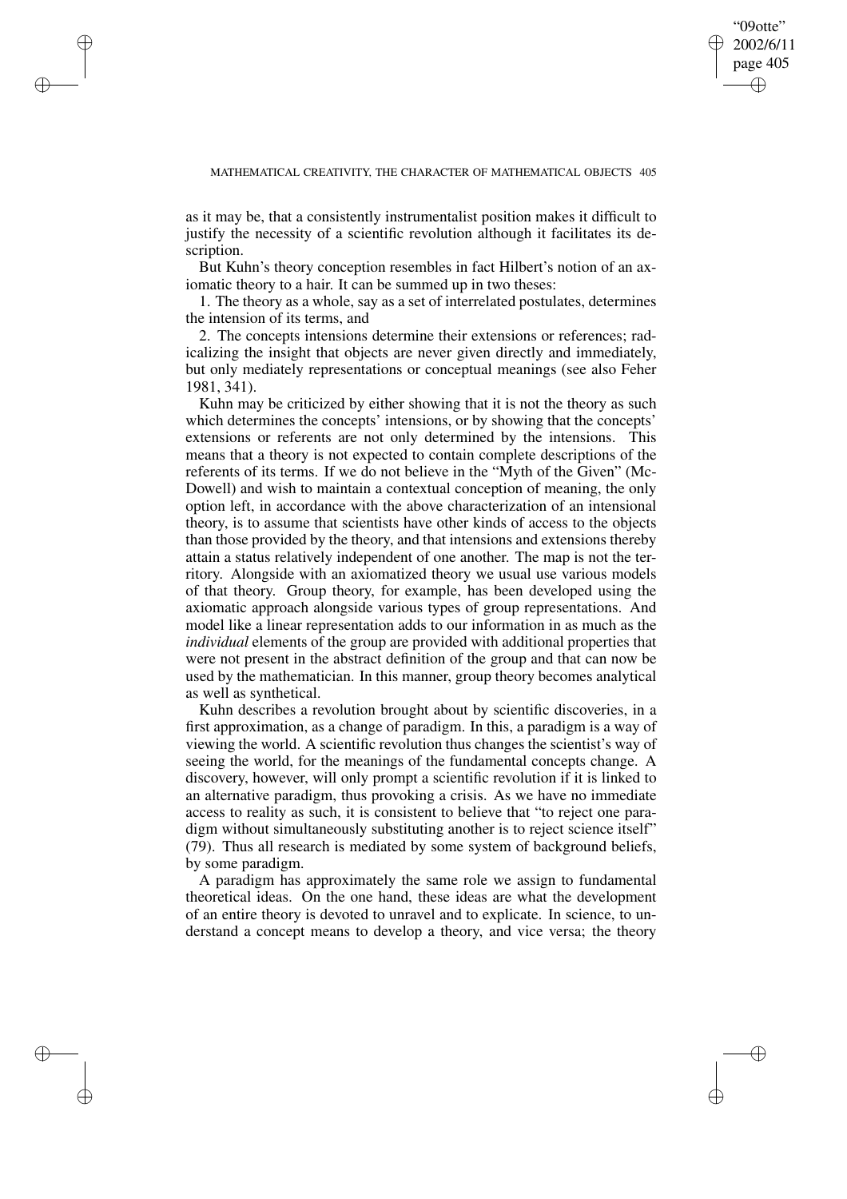as it may be, that a consistently instrumentalist position makes it difficult to justify the necessity of a scientific revolution although it facilitates its description.

But Kuhn's theory conception resembles in fact Hilbert's notion of an axiomatic theory to a hair. It can be summed up in two theses:

1. The theory as a whole, say as a set of interrelated postulates, determines the intension of its terms, and

2. The concepts intensions determine their extensions or references; radicalizing the insight that objects are never given directly and immediately, but only mediately representations or conceptual meanings (see also Feher 1981, 341).

Kuhn may be criticized by either showing that it is not the theory as such which determines the concepts' intensions, or by showing that the concepts' extensions or referents are not only determined by the intensions. This means that a theory is not expected to contain complete descriptions of the referents of its terms. If we do not believe in the "Myth of the Given" (McDowell) and wish to maintain a contextual conception of meaning, the only option left, in accordance with the above characterization of an intensional theory, is to assume that scientists have other kinds of access to the objects than those provided by the theory, and that intensions and extensions thereby attain a status relatively independent of one another. The map is not the territory. Alongside with an axiomatized theory we usual use various models of that theory. Group theory, for example, has been developed using the axiomatic approach alongside various types of group representations. And model like a linear representation adds to our information in as much as the *individual* elements of the group are provided with additional properties that were not present in the abstract definition of the group and that can now be used by the mathematician. In this manner, group theory becomes analytical as well as synthetical.

Kuhn describes a revolution brought about by scientific discoveries, in a first approximation, as a change of paradigm. In this, a paradigm is a way of viewing the world. A scientific revolution thus changes the scientist's way of seeing the world, for the meanings of the fundamental concepts change. A discovery, however, will only prompt a scientific revolution if it is linked to an alternative paradigm, thus provoking a crisis. As we have no immediate access to reality as such, it is consistent to believe that "to reject one paradigm without simultaneously substituting another is to reject science itself" (79). Thus all research is mediated by some system of background beliefs, by some paradigm.

A paradigm has approximately the same role we assign to fundamental theoretical ideas. On the one hand, these ideas are what the development of an entire theory is devoted to unravel and to explicate. In science, to understand a concept means to develop a theory, and vice versa; the theory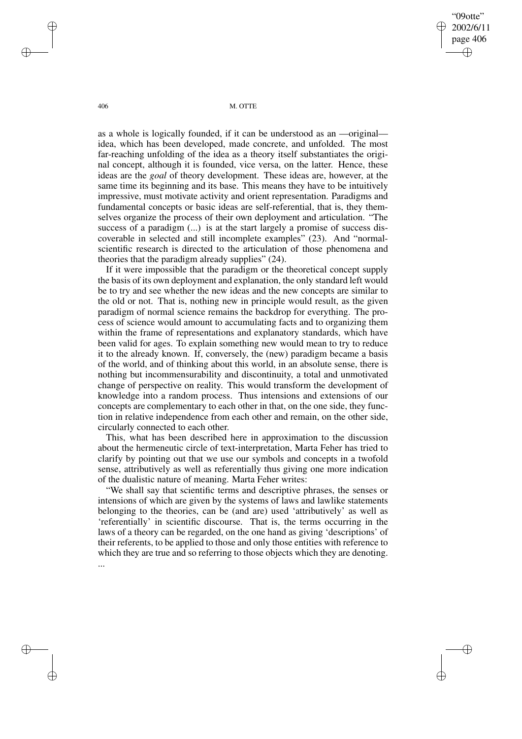as a whole is logically founded, if it can be understood as an —original— idea, which has been developed, made concrete, and unfolded. The most far-reaching unfolding of the idea as a theory itself substantiates the original concept, although it is founded, vice versa, on the latter. Hence, these ideas are the *goal* of theory development. These ideas are, however, at the same time its beginning and its base. This means they have to be intuitively impressive, must motivate activity and orient representation. Paradigms and fundamental concepts or basic ideas are self-referential, that is, they themselves organize the process of their own deployment and articulation. "The success of a paradigm (...) is at the start largely a promise of success discoverable in selected and still incomplete examples" (23). And "normal-scientific research is directed to the articulation of those phenomena and theories that the paradigm already supplies" (24).

If it were impossible that the paradigm or the theoretical concept supply the basis of its own deployment and explanation, the only standard left would be to try and see whether the new ideas and the new concepts are similar to the old or not. That is, nothing new in principle would result, as the given paradigm of normal science remains the backdrop for everything. The process of science would amount to accumulating facts and to organizing them within the frame of representations and explanatory standards, which have been valid for ages. To explain something new would mean to try to reduce it to the already known. If, conversely, the (new) paradigm became a basis of the world, and of thinking about this world, in an absolute sense, there is nothing but incommensurability and discontinuity, a total and unmotivated change of perspective on reality. This would transform the development of knowledge into a random process. Thus intensions and extensions of our concepts are complementary to each other in that, on the one side, they function in relative independence from each other and remain, on the other side, circularly connected to each other.

This, what has been described here in approximation to the discussion about the hermeneutic circle of text-interpretation, Marta Feher has tried to clarify by pointing out that we use our symbols and concepts in a twofold sense, attributively as well as referentially thus giving one more indication of the dualistic nature of meaning. Marta Feher writes:

"We shall say that scientific terms and descriptive phrases, the senses or intensions of which are given by the systems of laws and lawlike statements belonging to the theories, can be (and are) used 'attributively' as well as 'referentially' in scientific discourse. That is, the terms occurring in the laws of a theory can be regarded, on the one hand as giving 'descriptions' of their referents, to be applied to those and only those entities with reference to which they are true and so referring to those objects which they are denoting. ...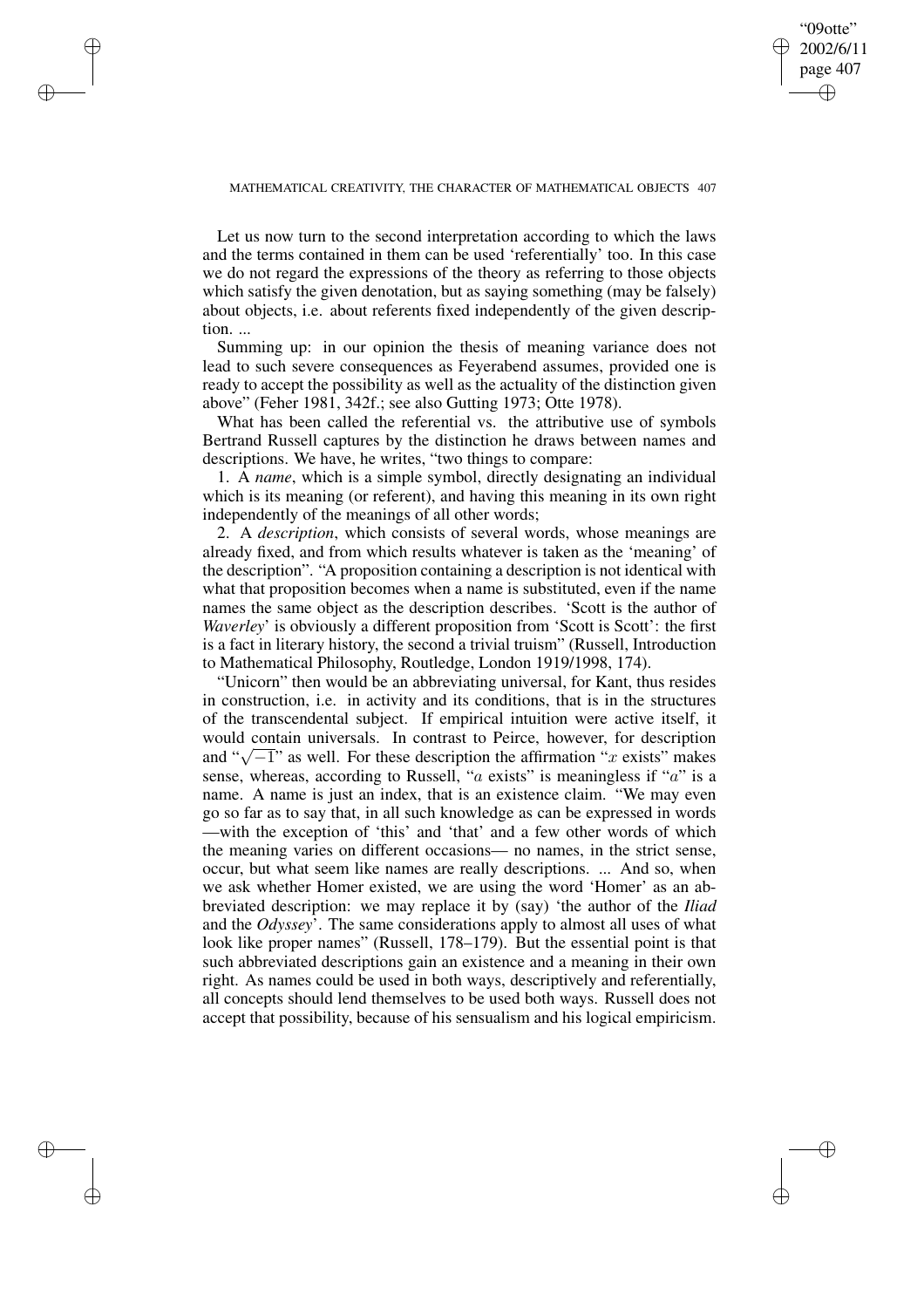Let us now turn to the second interpretation according to which the laws and the terms contained in them can be used 'referentially' too. In this case we do not regard the expressions of the theory as referring to those objects which satisfy the given denotation, but as saying something (may be falsely) about objects, i.e. about referents fixed independently of the given description. ...

Summing up: in our opinion the thesis of meaning variance does not lead to such severe consequences as Feyerabend assumes, provided one is ready to accept the possibility as well as the actuality of the distinction given above" (Feher 1981, 342f.; see also Gutting 1973; Otte 1978).

What has been called the referential vs. the attributive use of symbols Bertrand Russell captures by the distinction he draws between names and descriptions. We have, he writes, "two things to compare:

1. A *name*, which is a simple symbol, directly designating an individual which is its meaning (or referent), and having this meaning in its own right independently of the meanings of all other words;

2. A *description*, which consists of several words, whose meanings are already fixed, and from which results whatever is taken as the 'meaning' of the description". "A proposition containing a description is not identical with what that proposition becomes when a name is substituted, even if the name names the same object as the description describes. 'Scott is the author of *Waverley*' is obviously a different proposition from 'Scott is Scott': the first is a fact in literary history, the second a trivial truism" (Russell, Introduction to Mathematical Philosophy, Routledge, London 1919/1998, 174).

"Unicorn" then would be an abbreviating universal, for Kant, thus resides in construction, i.e. in activity and its conditions, that is in the structures of the transcendental subject. If empirical intuition were active itself, it would contain universals. In contrast to Peirce, however, for description and "$\sqrt{-1}$" as well. For these description the affirmation "$x$ exists" makes sense, whereas, according to Russell, "$a$ exists" is meaningless if "$a$" is a name. A name is just an index, that is an existence claim. "We may even go so far as to say that, in all such knowledge as can be expressed in words —with the exception of 'this' and 'that' and a few other words of which the meaning varies on different occasions— no names, in the strict sense, occur, but what seem like names are really descriptions. ... And so, when we ask whether Homer existed, we are using the word 'Homer' as an abbreviated description: we may replace it by (say) 'the author of the *Iliad* and the *Odyssey*'. The same considerations apply to almost all uses of what look like proper names" (Russell, 178–179). But the essential point is that such abbreviated descriptions gain an existence and a meaning in their own right. As names could be used in both ways, descriptively and referentially, all concepts should lend themselves to be used both ways. Russell does not accept that possibility, because of his sensualism and his logical empiricism.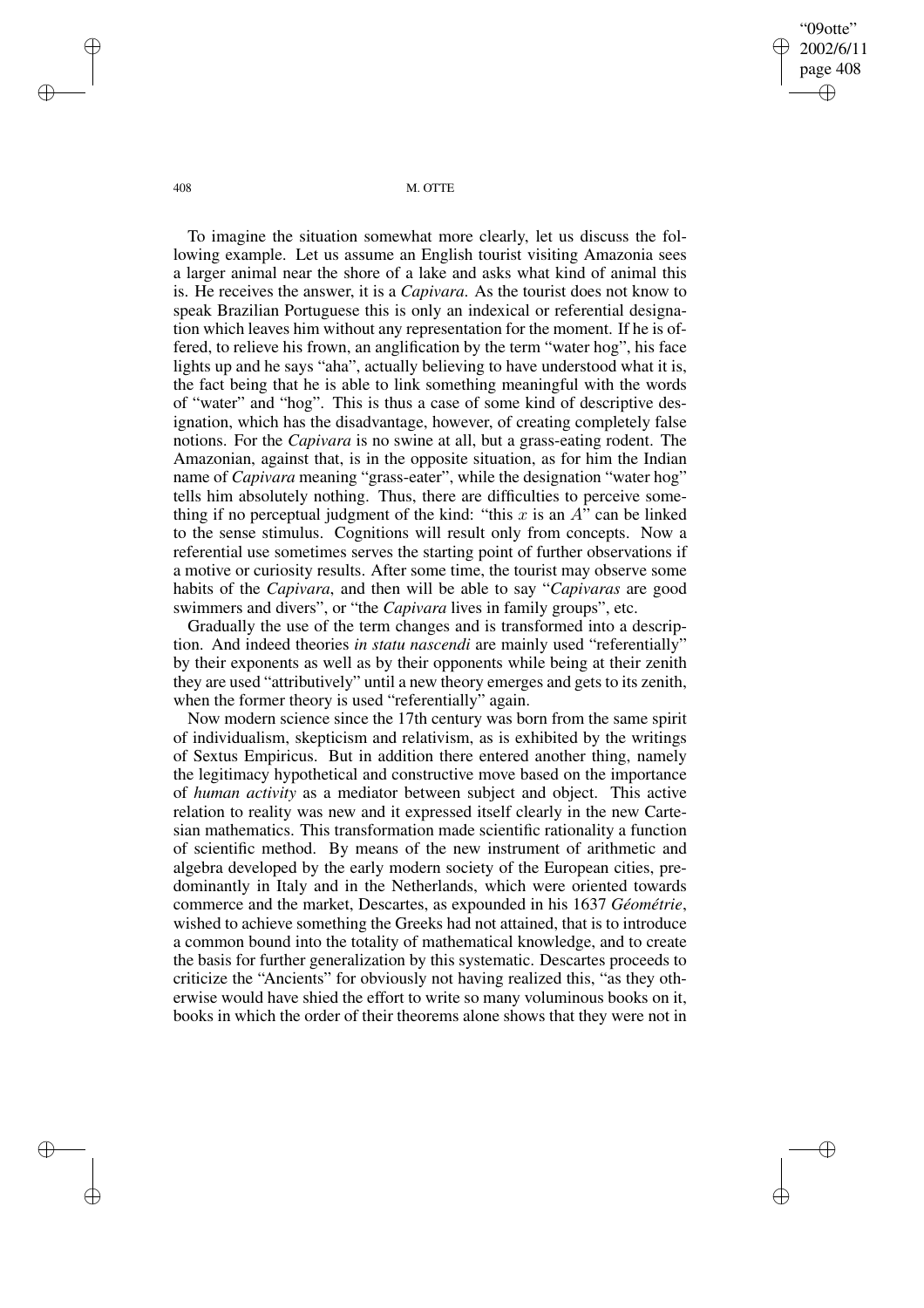To imagine the situation somewhat more clearly, let us discuss the following example. Let us assume an English tourist visiting Amazonia sees a larger animal near the shore of a lake and asks what kind of animal this is. He receives the answer, it is a *Capivara*. As the tourist does not know to speak Brazilian Portuguese this is only an indexical or referential designation which leaves him without any representation for the moment. If he is offered, to relieve his frown, an anglification by the term "water hog", his face lights up and he says "aha", actually believing to have understood what it is, the fact being that he is able to link something meaningful with the words of "water" and "hog". This is thus a case of some kind of descriptive designation, which has the disadvantage, however, of creating completely false notions. For the *Capivara* is no swine at all, but a grass-eating rodent. The Amazonian, against that, is in the opposite situation, as for him the Indian name of *Capivara* meaning "grass-eater", while the designation "water hog" tells him absolutely nothing. Thus, there are difficulties to perceive something if no perceptual judgment of the kind: "this $x$ is an $A$" can be linked to the sense stimulus. Cognitions will result only from concepts. Now a referential use sometimes serves the starting point of further observations if a motive or curiosity results. After some time, the tourist may observe some habits of the *Capivara*, and then will be able to say "*Capivaras* are good swimmers and divers", or "the *Capivara* lives in family groups", etc.

Gradually the use of the term changes and is transformed into a description. And indeed theories *in statu nascendi* are mainly used "referentially" by their exponents as well as by their opponents while being at their zenith they are used "attributively" until a new theory emerges and gets to its zenith, when the former theory is used "referentially" again.

Now modern science since the 17th century was born from the same spirit of individualism, skepticism and relativism, as is exhibited by the writings of Sextus Empiricus. But in addition there entered another thing, namely the legitimacy hypothetical and constructive move based on the importance of *human activity* as a mediator between subject and object. This active relation to reality was new and it expressed itself clearly in the new Cartesian mathematics. This transformation made scientific rationality a function of scientific method. By means of the new instrument of arithmetic and algebra developed by the early modern society of the European cities, predominantly in Italy and in the Netherlands, which were oriented towards commerce and the market, Descartes, as expounded in his 1637 *Géométrie*, wished to achieve something the Greeks had not attained, that is to introduce a common bound into the totality of mathematical knowledge, and to create the basis for further generalization by this systematic. Descartes proceeds to criticize the "Ancients" for obviously not having realized this, "as they otherwise would have shied the effort to write so many voluminous books on it, books in which the order of their theorems alone shows that they were not in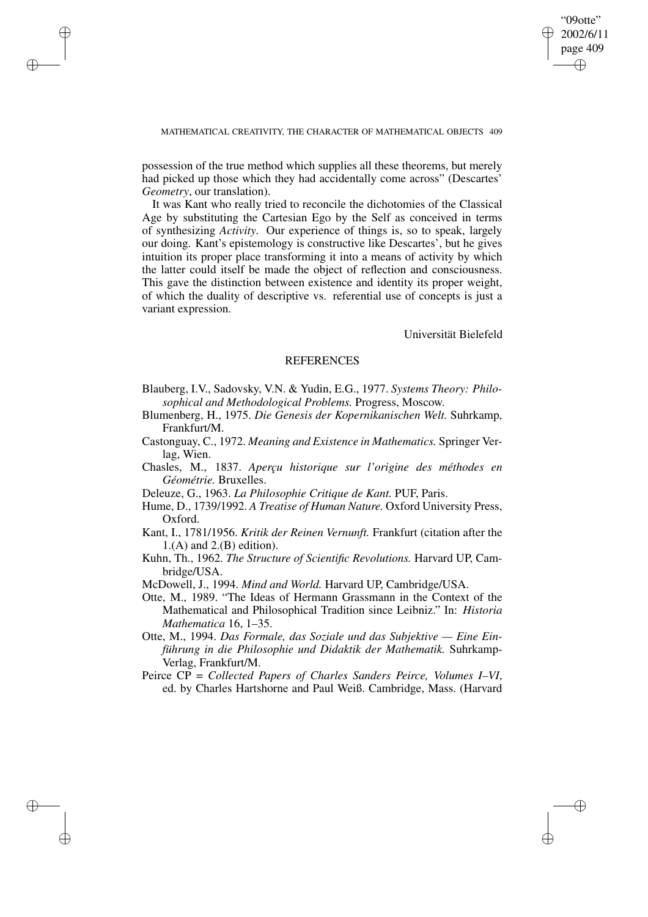possession of the true method which supplies all these theorems, but merely had picked up those which they had accidentally come across" (Descartes' *Geometry*, our translation).

It was Kant who really tried to reconcile the dichotomies of the Classical Age by substituting the Cartesian Ego by the Self as conceived in terms of synthesizing *Activity*. Our experience of things is, so to speak, largely our doing. Kant's epistemology is constructive like Descartes', but he gives intuition its proper place transforming it into a means of activity by which the latter could itself be made the object of reflection and consciousness. This gave the distinction between existence and identity its proper weight, of which the duality of descriptive vs. referential use of concepts is just a variant expression.

Universität Bielefeld

## REFERENCES

Blauberg, I.V., Sadovsky, V.N. & Yudin, E.G., 1977. *Systems Theory: Philosophical and Methodological Problems.* Progress, Moscow.

Blumenberg, H., 1975. *Die Genesis der Kopernikanischen Welt.* Suhrkamp, Frankfurt/M.

Castonguay, C., 1972. *Meaning and Existence in Mathematics.* Springer Verlag, Wien.

Chasles, M., 1837. *Aperçu historique sur l'origine des méthodes en Géométrie.* Bruxelles.

Deleuze, G., 1963. *La Philosophie Critique de Kant.* PUF, Paris.

Hume, D., 1739/1992. *A Treatise of Human Nature.* Oxford University Press, Oxford.

Kant, I., 1781/1956. *Kritik der Reinen Vernunft.* Frankfurt (citation after the 1.(A) and 2.(B) edition).

Kuhn, Th., 1962. *The Structure of Scientific Revolutions.* Harvard UP, Cambridge/USA.

McDowell, J., 1994. *Mind and World.* Harvard UP, Cambridge/USA.

Otte, M., 1989. "The Ideas of Hermann Grassmann in the Context of the Mathematical and Philosophical Tradition since Leibniz." In: *Historia Mathematica* 16, 1–35.

Otte, M., 1994. *Das Formale, das Soziale und das Subjektive — Eine Einführung in die Philosophie und Didaktik der Mathematik.* Suhrkamp-Verlag, Frankfurt/M.

Peirce CP = *Collected Papers of Charles Sanders Peirce, Volumes I–VI*, ed. by Charles Hartshorne and Paul Weiß. Cambridge, Mass. (Harvard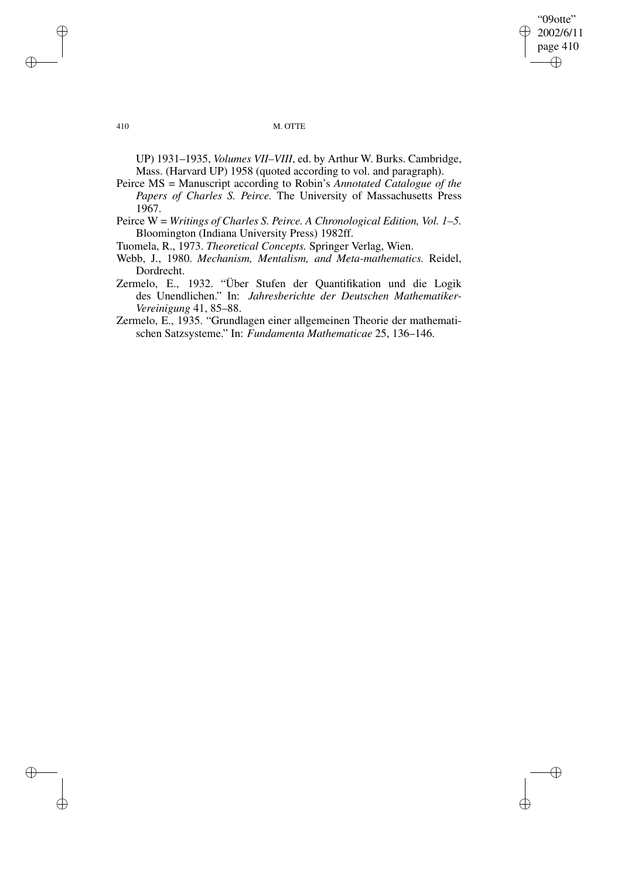UP) 1931–1935, *Volumes VII–VIII*, ed. by Arthur W. Burks. Cambridge, Mass. (Harvard UP) 1958 (quoted according to vol. and paragraph).

Peirce MS = Manuscript according to Robin's *Annotated Catalogue of the Papers of Charles S. Peirce.* The University of Massachusetts Press 1967.

Peirce W = *Writings of Charles S. Peirce. A Chronological Edition, Vol. 1–5.* Bloomington (Indiana University Press) 1982ff.

Tuomela, R., 1973. *Theoretical Concepts.* Springer Verlag, Wien.

Webb, J., 1980. *Mechanism, Mentalism, and Meta-mathematics.* Reidel, Dordrecht.

Zermelo, E., 1932. "Über Stufen der Quantifikation und die Logik des Unendlichen." In: *Jahresberichte der Deutschen Mathematiker-Vereinigung* 41, 85–88.

Zermelo, E., 1935. "Grundlagen einer allgemeinen Theorie der mathematischen Satzsysteme." In: *Fundamenta Mathematicae* 25, 136–146.